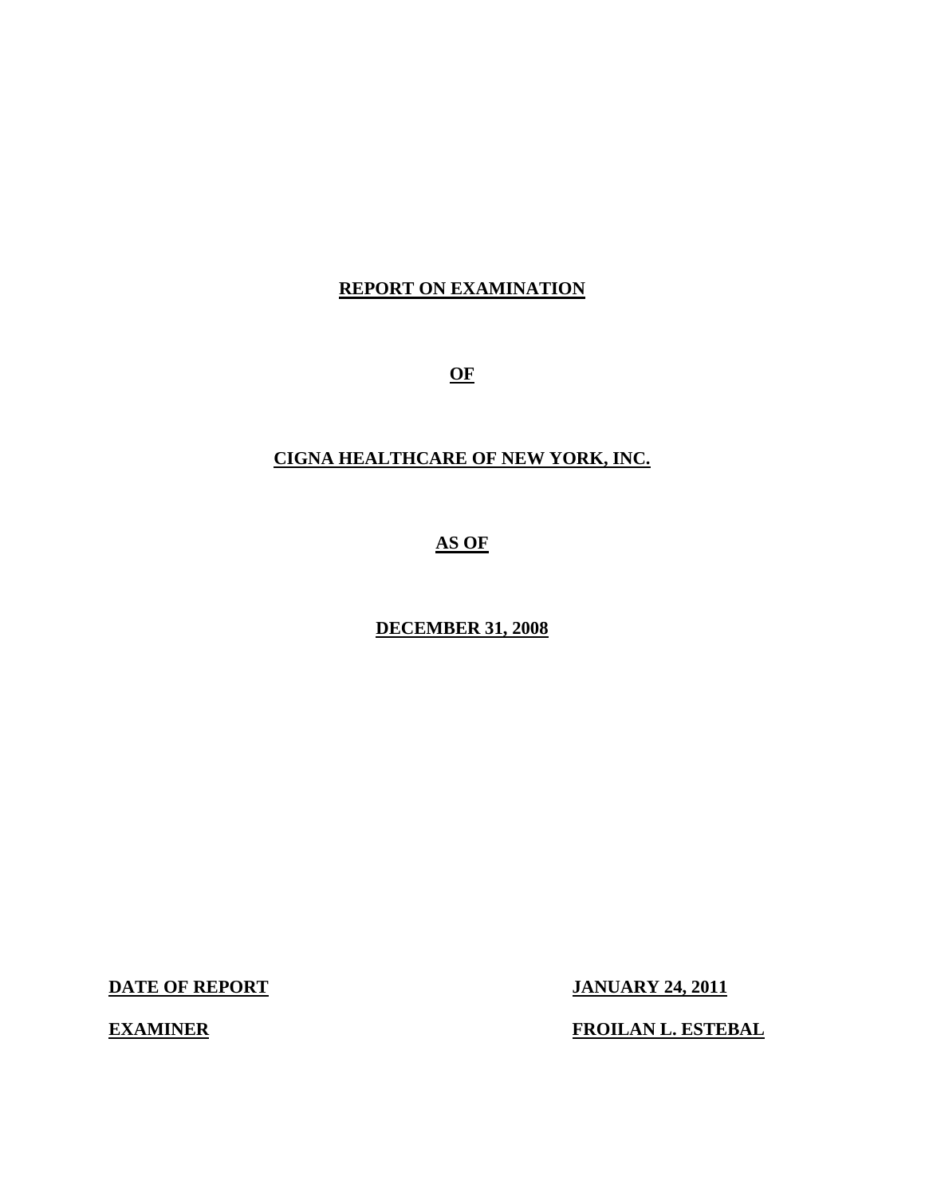# REPORT ON EXAMINATION

# OF

# CIGNA HEALTHCARE OF NEW YORK, INC.

# AS OF

# DECEMBER 31, 2008

**DATE OF REPORT** **JANUARY 24, 2011**

**EXAMINER** **FROILAN L. ESTEBAL**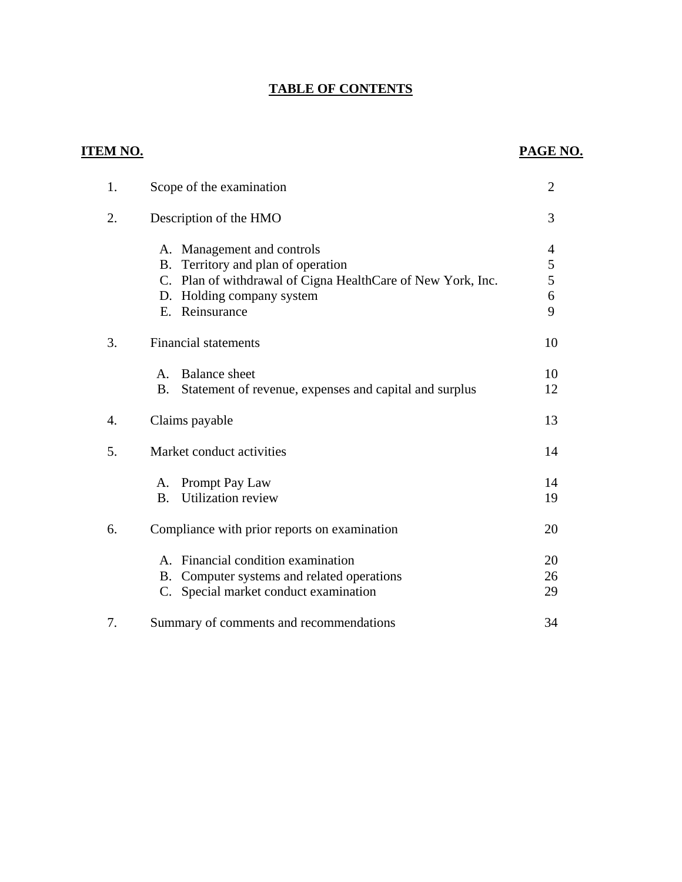# TABLE OF CONTENTS

| ITEM NO. | | PAGE NO. |
|---|---|---|
| 1. | Scope of the examination | 2 |
| 2. | Description of the HMO | 3 |
| | A. Management and controls | 4 |
| | B. Territory and plan of operation | 5 |
| | C. Plan of withdrawal of Cigna HealthCare of New York, Inc. | 5 |
| | D. Holding company system | 6 |
| | E. Reinsurance | 9 |
| 3. | Financial statements | 10 |
| | A. Balance sheet | 10 |
| | B. Statement of revenue, expenses and capital and surplus | 12 |
| 4. | Claims payable | 13 |
| 5. | Market conduct activities | 14 |
| | A. Prompt Pay Law | 14 |
| | B. Utilization review | 19 |
| 6. | Compliance with prior reports on examination | 20 |
| | A. Financial condition examination | 20 |
| | B. Computer systems and related operations | 26 |
| | C. Special market conduct examination | 29 |
| 7. | Summary of comments and recommendations | 34 |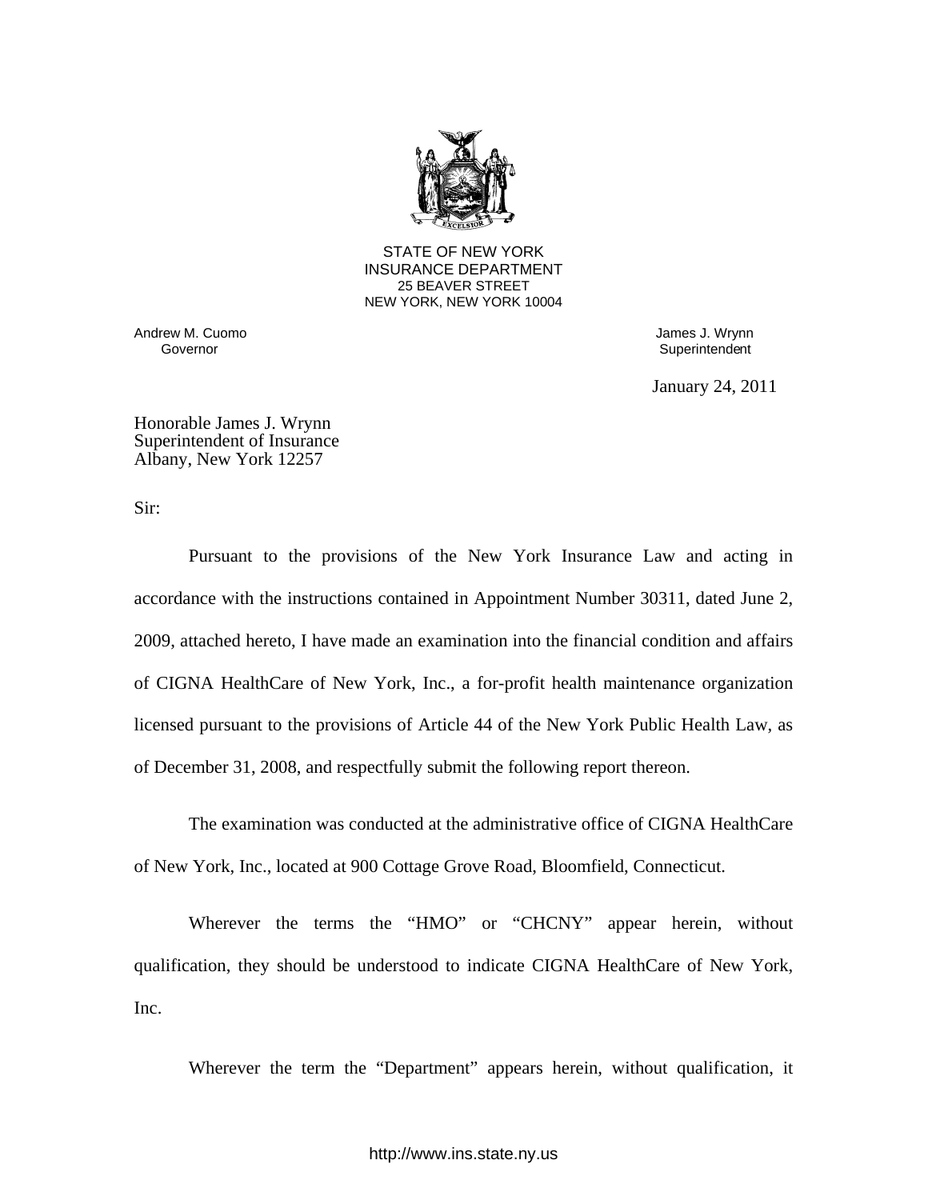STATE OF NEW YORK
INSURANCE DEPARTMENT
25 BEAVER STREET
NEW YORK, NEW YORK 10004

Andrew M. Cuomo
Governor

James J. Wrynn
Superintendent

January 24, 2011

Honorable James J. Wrynn
Superintendent of Insurance
Albany, New York 12257

Sir:

Pursuant to the provisions of the New York Insurance Law and acting in accordance with the instructions contained in Appointment Number 30311, dated June 2, 2009, attached hereto, I have made an examination into the financial condition and affairs of CIGNA HealthCare of New York, Inc., a for-profit health maintenance organization licensed pursuant to the provisions of Article 44 of the New York Public Health Law, as of December 31, 2008, and respectfully submit the following report thereon.

The examination was conducted at the administrative office of CIGNA HealthCare of New York, Inc., located at 900 Cottage Grove Road, Bloomfield, Connecticut.

Wherever the terms the "HMO" or "CHCNY" appear herein, without qualification, they should be understood to indicate CIGNA HealthCare of New York, Inc.

Wherever the term the "Department" appears herein, without qualification, it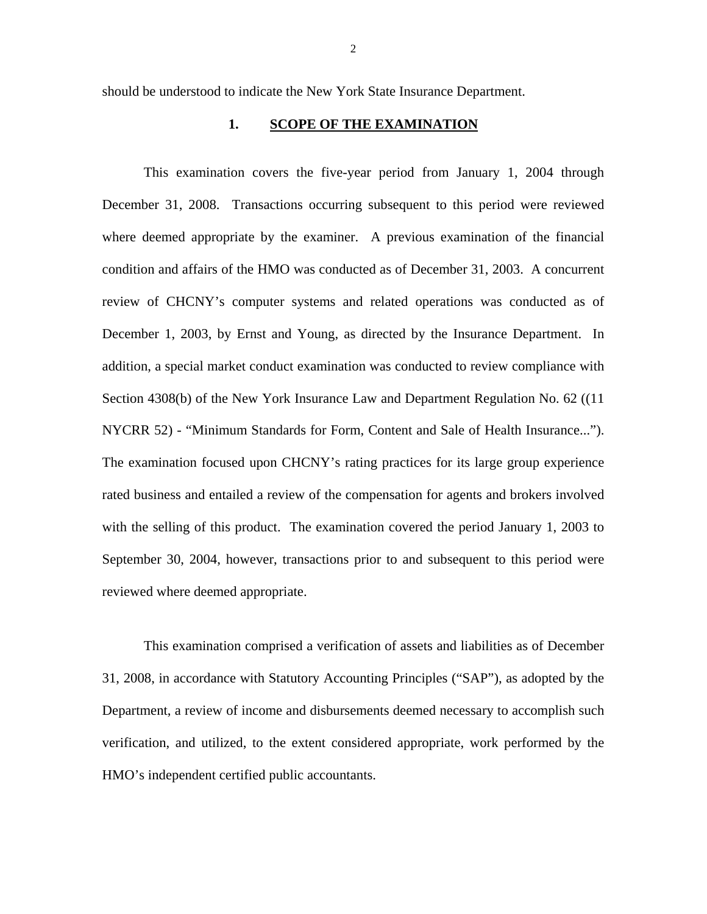should be understood to indicate the New York State Insurance Department.

## 1. SCOPE OF THE EXAMINATION

This examination covers the five-year period from January 1, 2004 through December 31, 2008. Transactions occurring subsequent to this period were reviewed where deemed appropriate by the examiner. A previous examination of the financial condition and affairs of the HMO was conducted as of December 31, 2003. A concurrent review of CHCNY's computer systems and related operations was conducted as of December 1, 2003, by Ernst and Young, as directed by the Insurance Department. In addition, a special market conduct examination was conducted to review compliance with Section 4308(b) of the New York Insurance Law and Department Regulation No. 62 ((11 NYCRR 52) - "Minimum Standards for Form, Content and Sale of Health Insurance..."). The examination focused upon CHCNY's rating practices for its large group experience rated business and entailed a review of the compensation for agents and brokers involved with the selling of this product. The examination covered the period January 1, 2003 to September 30, 2004, however, transactions prior to and subsequent to this period were reviewed where deemed appropriate.

This examination comprised a verification of assets and liabilities as of December 31, 2008, in accordance with Statutory Accounting Principles ("SAP"), as adopted by the Department, a review of income and disbursements deemed necessary to accomplish such verification, and utilized, to the extent considered appropriate, work performed by the HMO's independent certified public accountants.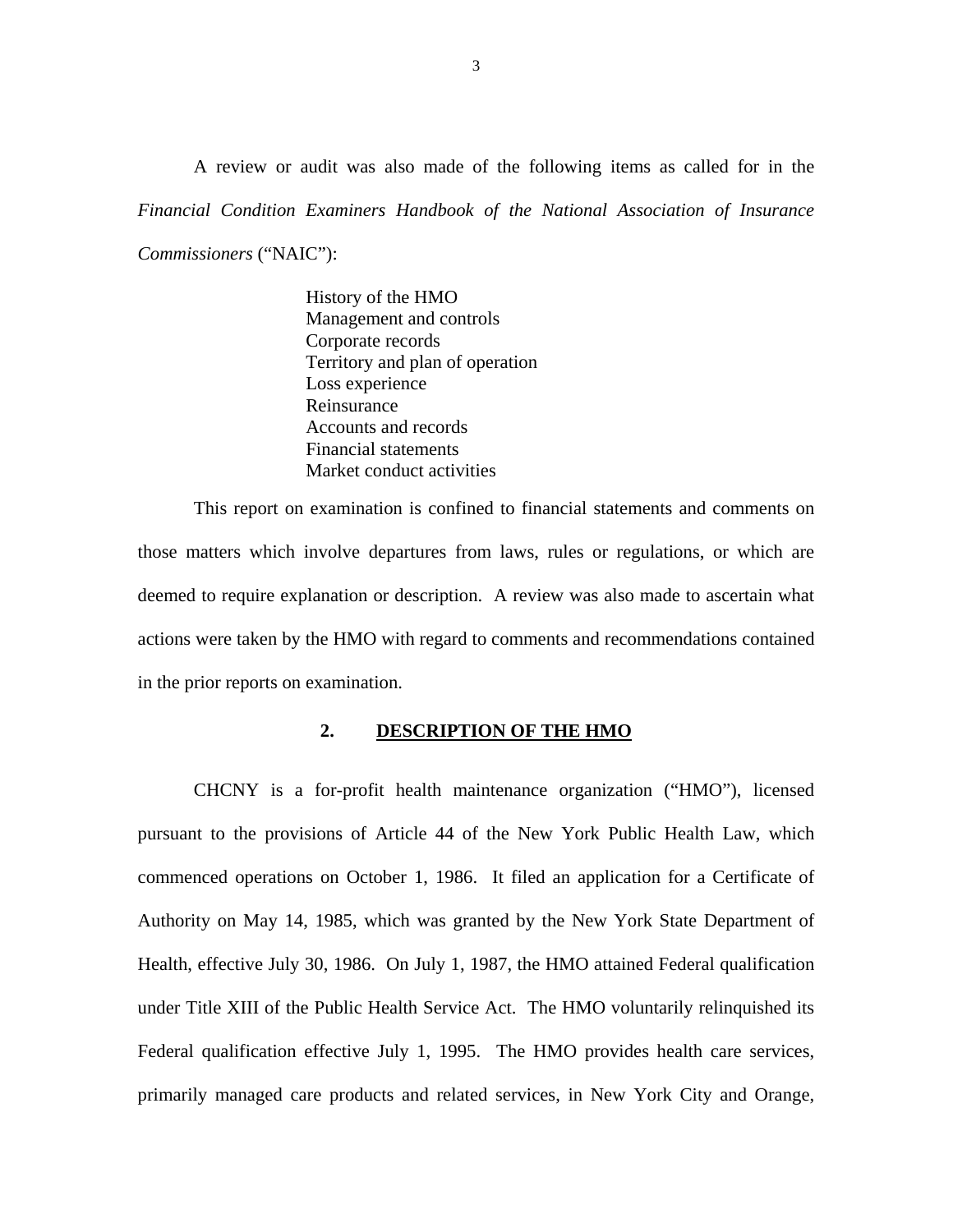A review or audit was also made of the following items as called for in the *Financial Condition Examiners Handbook of the National Association of Insurance Commissioners* ("NAIC"):

- History of the HMO
- Management and controls
- Corporate records
- Territory and plan of operation
- Loss experience
- Reinsurance
- Accounts and records
- Financial statements
- Market conduct activities

This report on examination is confined to financial statements and comments on those matters which involve departures from laws, rules or regulations, or which are deemed to require explanation or description. A review was also made to ascertain what actions were taken by the HMO with regard to comments and recommendations contained in the prior reports on examination.

## 2. DESCRIPTION OF THE HMO

CHCNY is a for-profit health maintenance organization ("HMO"), licensed pursuant to the provisions of Article 44 of the New York Public Health Law, which commenced operations on October 1, 1986. It filed an application for a Certificate of Authority on May 14, 1985, which was granted by the New York State Department of Health, effective July 30, 1986. On July 1, 1987, the HMO attained Federal qualification under Title XIII of the Public Health Service Act. The HMO voluntarily relinquished its Federal qualification effective July 1, 1995. The HMO provides health care services, primarily managed care products and related services, in New York City and Orange,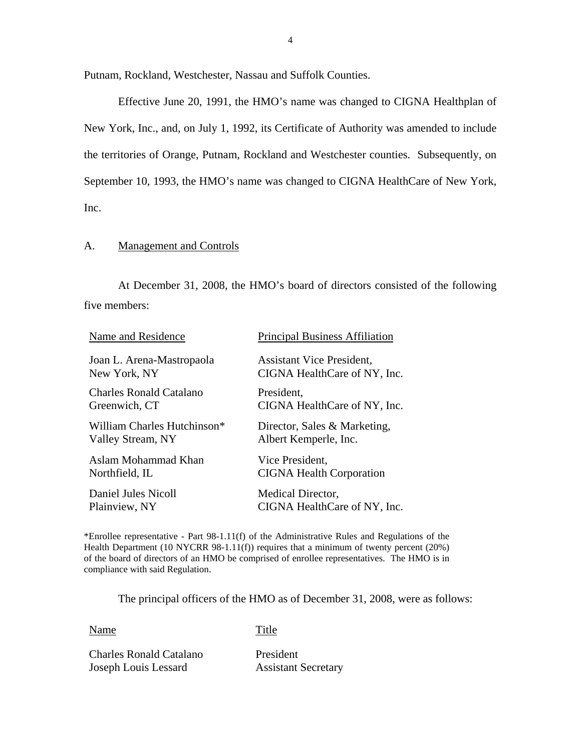Putnam, Rockland, Westchester, Nassau and Suffolk Counties.

Effective June 20, 1991, the HMO's name was changed to CIGNA Healthplan of New York, Inc., and, on July 1, 1992, its Certificate of Authority was amended to include the territories of Orange, Putnam, Rockland and Westchester counties. Subsequently, on September 10, 1993, the HMO's name was changed to CIGNA HealthCare of New York, Inc.

## A. Management and Controls

At December 31, 2008, the HMO's board of directors consisted of the following five members:

| Name and Residence | Principal Business Affiliation |
|---|---|
| Joan L. Arena-Mastropaola<br>New York, NY | Assistant Vice President,<br>CIGNA HealthCare of NY, Inc. |
| Charles Ronald Catalano<br>Greenwich, CT | President,<br>CIGNA HealthCare of NY, Inc. |
| William Charles Hutchinson*<br>Valley Stream, NY | Director, Sales & Marketing,<br>Albert Kemperle, Inc. |
| Aslam Mohammad Khan<br>Northfield, IL | Vice President,<br>CIGNA Health Corporation |
| Daniel Jules Nicoll<br>Plainview, NY | Medical Director,<br>CIGNA HealthCare of NY, Inc. |

*Enrollee representative - Part 98-1.11(f) of the Administrative Rules and Regulations of the Health Department (10 NYCRR 98-1.11(f)) requires that a minimum of twenty percent (20%) of the board of directors of an HMO be comprised of enrollee representatives. The HMO is in compliance with said Regulation.

The principal officers of the HMO as of December 31, 2008, were as follows:

| Name | Title |
|---|---|
| Charles Ronald Catalano | President |
| Joseph Louis Lessard | Assistant Secretary |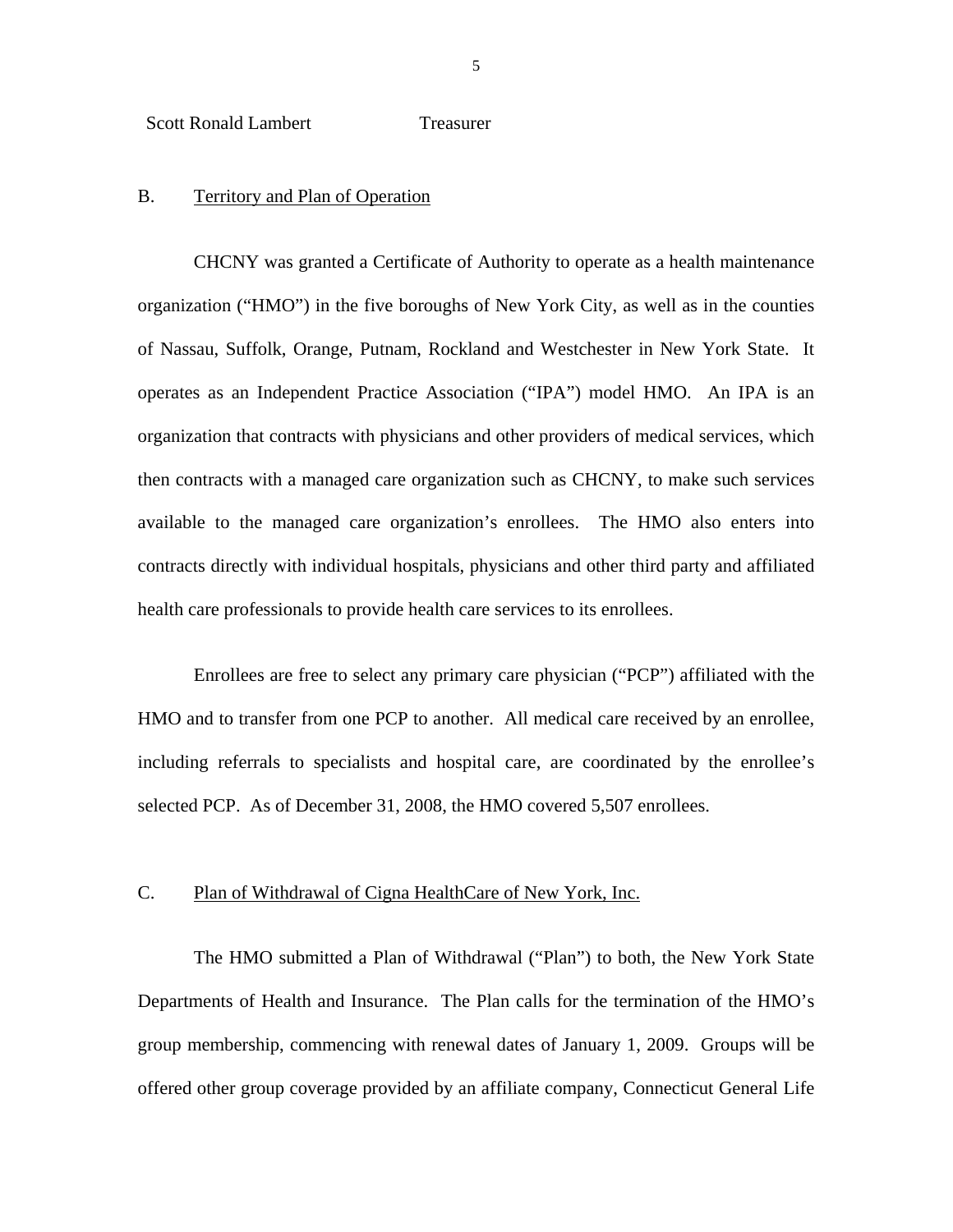Scott Ronald Lambert Treasurer

B. Territory and Plan of Operation

CHCNY was granted a Certificate of Authority to operate as a health maintenance organization ("HMO") in the five boroughs of New York City, as well as in the counties of Nassau, Suffolk, Orange, Putnam, Rockland and Westchester in New York State. It operates as an Independent Practice Association ("IPA") model HMO. An IPA is an organization that contracts with physicians and other providers of medical services, which then contracts with a managed care organization such as CHCNY, to make such services available to the managed care organization's enrollees. The HMO also enters into contracts directly with individual hospitals, physicians and other third party and affiliated health care professionals to provide health care services to its enrollees.

Enrollees are free to select any primary care physician ("PCP") affiliated with the HMO and to transfer from one PCP to another. All medical care received by an enrollee, including referrals to specialists and hospital care, are coordinated by the enrollee's selected PCP. As of December 31, 2008, the HMO covered 5,507 enrollees.

C. Plan of Withdrawal of Cigna HealthCare of New York, Inc.

The HMO submitted a Plan of Withdrawal ("Plan") to both, the New York State Departments of Health and Insurance. The Plan calls for the termination of the HMO's group membership, commencing with renewal dates of January 1, 2009. Groups will be offered other group coverage provided by an affiliate company, Connecticut General Life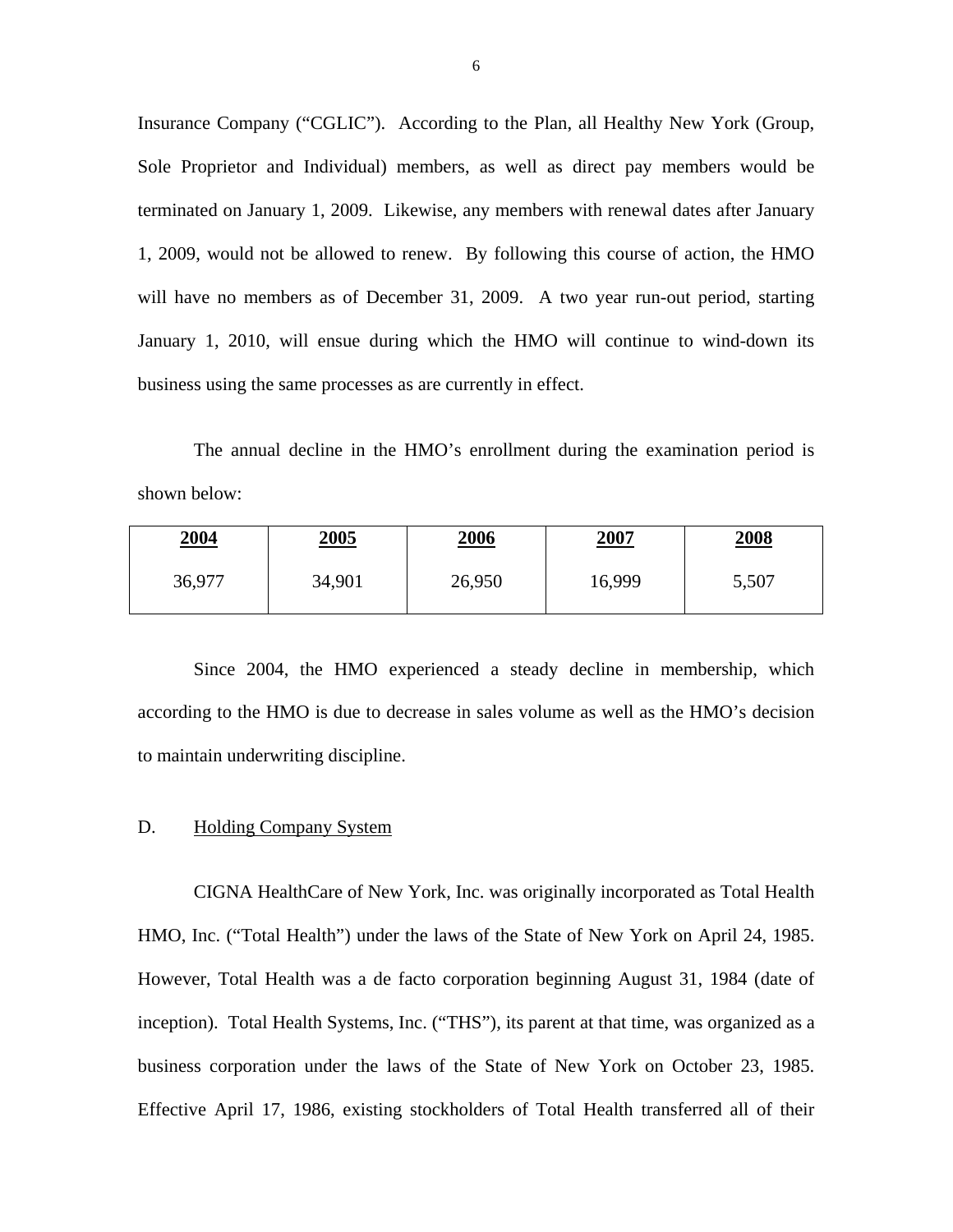Insurance Company ("CGLIC"). According to the Plan, all Healthy New York (Group, Sole Proprietor and Individual) members, as well as direct pay members would be terminated on January 1, 2009. Likewise, any members with renewal dates after January 1, 2009, would not be allowed to renew. By following this course of action, the HMO will have no members as of December 31, 2009. A two year run-out period, starting January 1, 2010, will ensue during which the HMO will continue to wind-down its business using the same processes as are currently in effect.

The annual decline in the HMO's enrollment during the examination period is shown below:

| 2004 | 2005 | 2006 | 2007 | 2008 |
|---|---|---|---|---|
| 36,977 | 34,901 | 26,950 | 16,999 | 5,507 |

Since 2004, the HMO experienced a steady decline in membership, which according to the HMO is due to decrease in sales volume as well as the HMO's decision to maintain underwriting discipline.

## D. Holding Company System

CIGNA HealthCare of New York, Inc. was originally incorporated as Total Health HMO, Inc. ("Total Health") under the laws of the State of New York on April 24, 1985. However, Total Health was a de facto corporation beginning August 31, 1984 (date of inception). Total Health Systems, Inc. ("THS"), its parent at that time, was organized as a business corporation under the laws of the State of New York on October 23, 1985. Effective April 17, 1986, existing stockholders of Total Health transferred all of their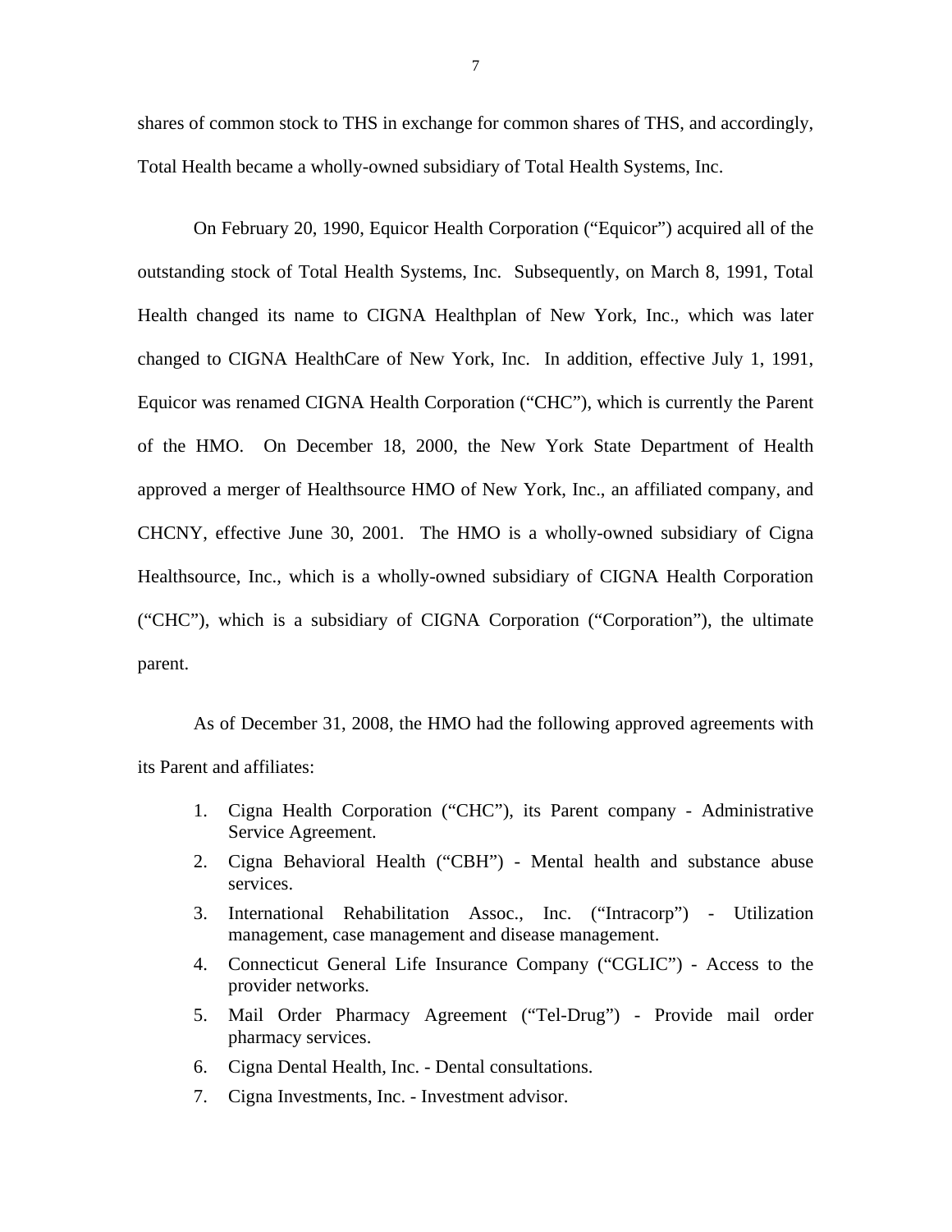shares of common stock to THS in exchange for common shares of THS, and accordingly, Total Health became a wholly-owned subsidiary of Total Health Systems, Inc.

On February 20, 1990, Equicor Health Corporation ("Equicor") acquired all of the outstanding stock of Total Health Systems, Inc. Subsequently, on March 8, 1991, Total Health changed its name to CIGNA Healthplan of New York, Inc., which was later changed to CIGNA HealthCare of New York, Inc. In addition, effective July 1, 1991, Equicor was renamed CIGNA Health Corporation ("CHC"), which is currently the Parent of the HMO. On December 18, 2000, the New York State Department of Health approved a merger of Healthsource HMO of New York, Inc., an affiliated company, and CHCNY, effective June 30, 2001. The HMO is a wholly-owned subsidiary of Cigna Healthsource, Inc., which is a wholly-owned subsidiary of CIGNA Health Corporation ("CHC"), which is a subsidiary of CIGNA Corporation ("Corporation"), the ultimate parent.

As of December 31, 2008, the HMO had the following approved agreements with its Parent and affiliates:

1. Cigna Health Corporation ("CHC"), its Parent company - Administrative Service Agreement.
2. Cigna Behavioral Health ("CBH") - Mental health and substance abuse services.
3. International Rehabilitation Assoc., Inc. ("Intracorp") - Utilization management, case management and disease management.
4. Connecticut General Life Insurance Company ("CGLIC") - Access to the provider networks.
5. Mail Order Pharmacy Agreement ("Tel-Drug") - Provide mail order pharmacy services.
6. Cigna Dental Health, Inc. - Dental consultations.
7. Cigna Investments, Inc. - Investment advisor.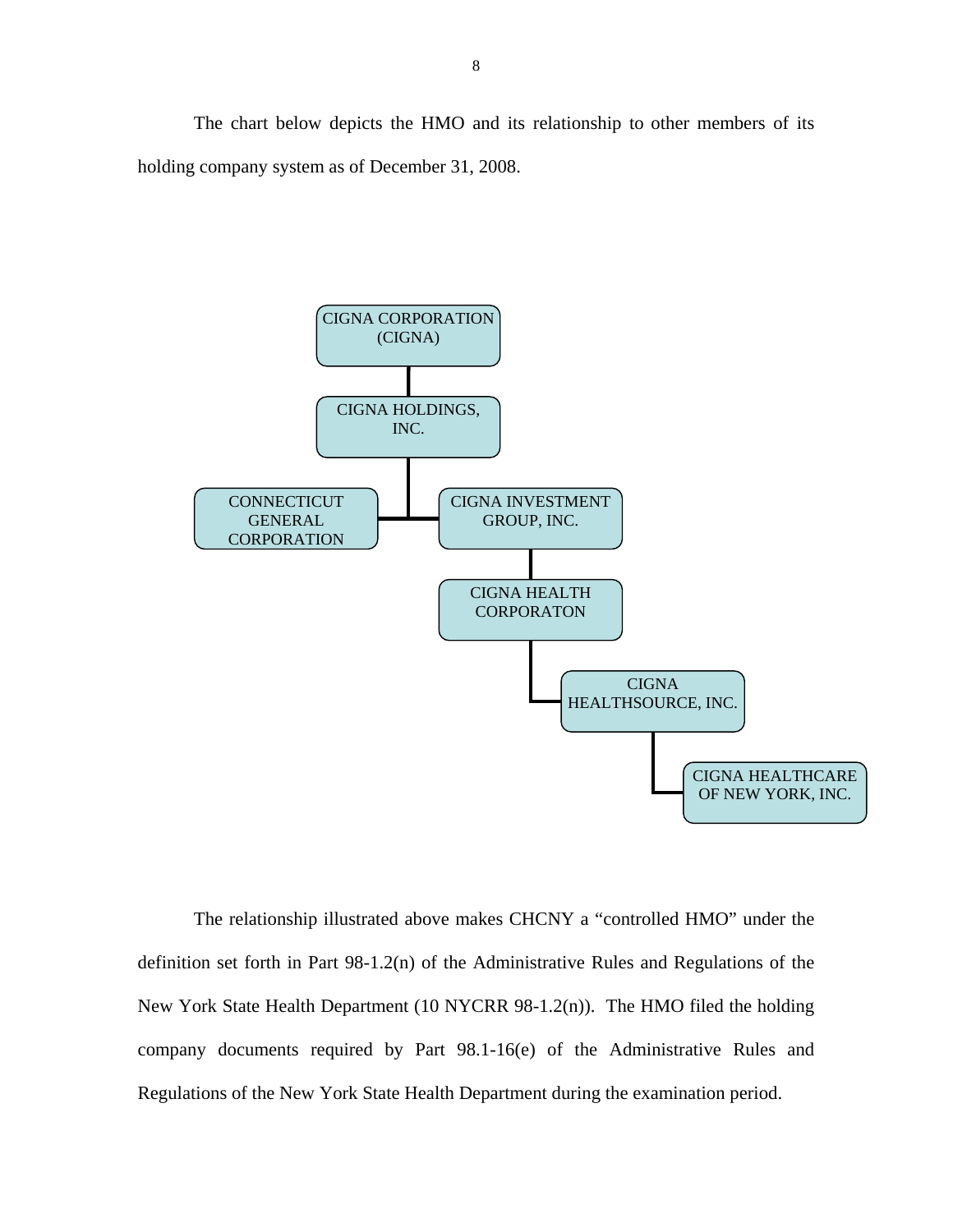The chart below depicts the HMO and its relationship to other members of its holding company system as of December 31, 2008.

- CIGNA CORPORATION (CIGNA)
  - CIGNA HOLDINGS, INC.
    - CONNECTICUT GENERAL CORPORATION
    - CIGNA INVESTMENT GROUP, INC.
      - CIGNA HEALTH CORPORATON
        - CIGNA HEALTHSOURCE, INC.
          - CIGNA HEALTHCARE OF NEW YORK, INC.

The relationship illustrated above makes CHCNY a "controlled HMO" under the definition set forth in Part 98-1.2(n) of the Administrative Rules and Regulations of the New York State Health Department (10 NYCRR 98-1.2(n)). The HMO filed the holding company documents required by Part 98.1-16(e) of the Administrative Rules and Regulations of the New York State Health Department during the examination period.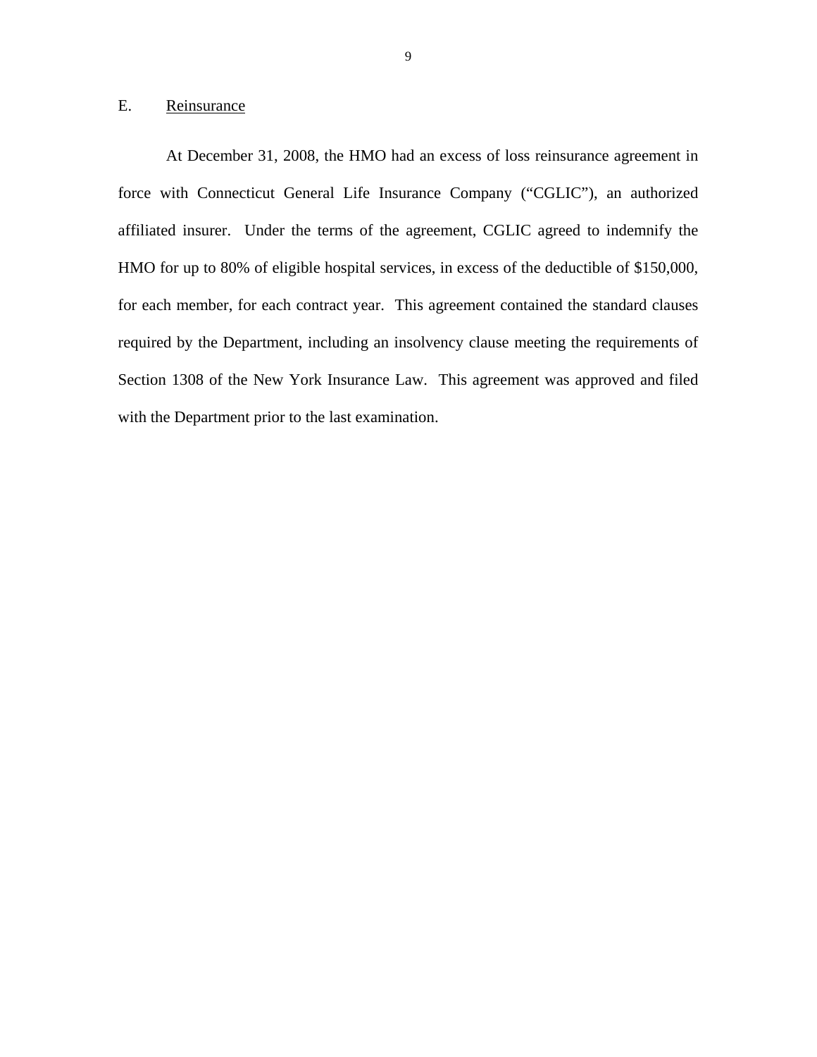## E. Reinsurance

At December 31, 2008, the HMO had an excess of loss reinsurance agreement in force with Connecticut General Life Insurance Company ("CGLIC"), an authorized affiliated insurer. Under the terms of the agreement, CGLIC agreed to indemnify the HMO for up to 80% of eligible hospital services, in excess of the deductible of $150,000, for each member, for each contract year. This agreement contained the standard clauses required by the Department, including an insolvency clause meeting the requirements of Section 1308 of the New York Insurance Law. This agreement was approved and filed with the Department prior to the last examination.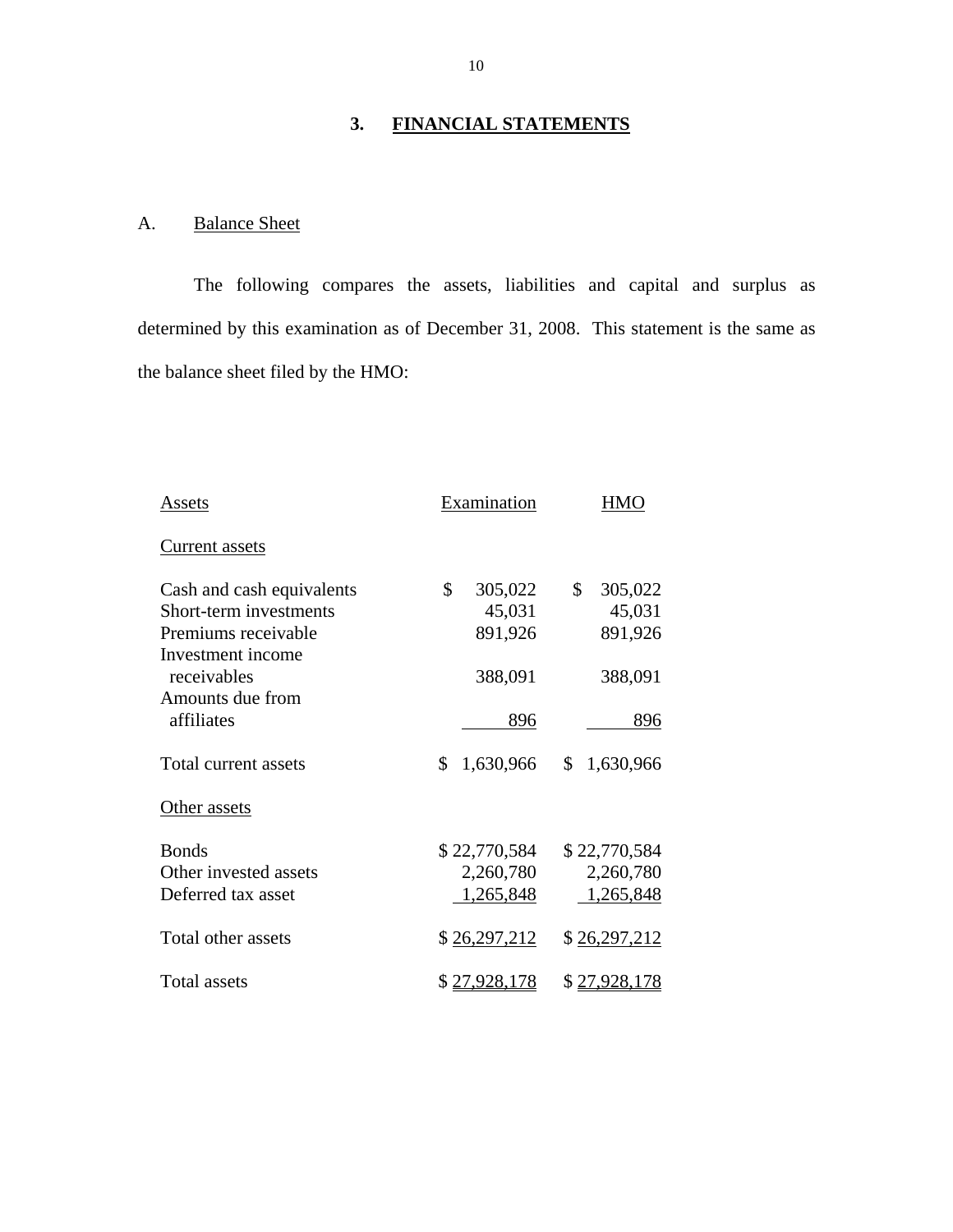## 3. FINANCIAL STATEMENTS

### A. Balance Sheet

The following compares the assets, liabilities and capital and surplus as determined by this examination as of December 31, 2008. This statement is the same as the balance sheet filed by the HMO:

| Assets | Examination | HMO |
|---|---|---|
| Current assets | | |
| Cash and cash equivalents | $ 305,022 | $ 305,022 |
| Short-term investments | 45,031 | 45,031 |
| Premiums receivable | 891,926 | 891,926 |
| Investment income receivables | 388,091 | 388,091 |
| Amounts due from affiliates | 896 | 896 |
| Total current assets | $ 1,630,966 | $ 1,630,966 |
| Other assets | | |
| Bonds | $ 22,770,584 | $ 22,770,584 |
| Other invested assets | 2,260,780 | 2,260,780 |
| Deferred tax asset | 1,265,848 | 1,265,848 |
| Total other assets | $ 26,297,212 | $ 26,297,212 |
| Total assets | $ 27,928,178 | $ 27,928,178 |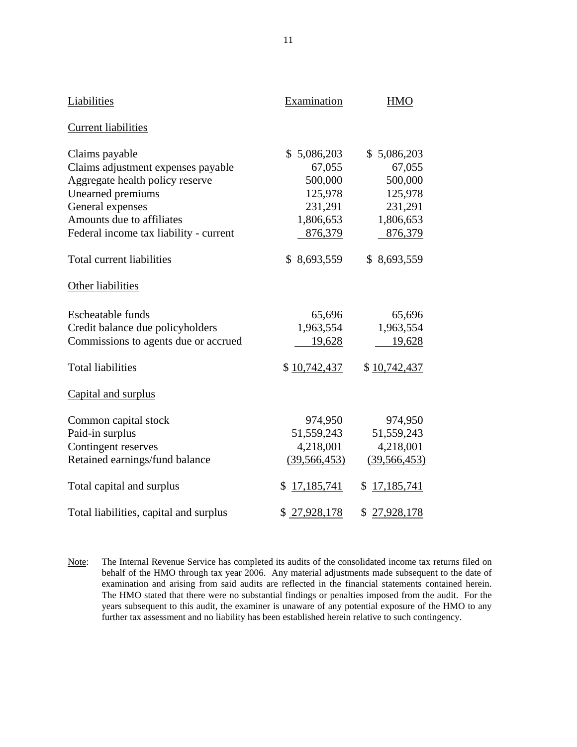| Liabilities | Examination | HMO |
|---|---|---|
| Current liabilities | | |
| Claims payable | $ 5,086,203 | $ 5,086,203 |
| Claims adjustment expenses payable | 67,055 | 67,055 |
| Aggregate health policy reserve | 500,000 | 500,000 |
| Unearned premiums | 125,978 | 125,978 |
| General expenses | 231,291 | 231,291 |
| Amounts due to affiliates | 1,806,653 | 1,806,653 |
| Federal income tax liability - current | 876,379 | 876,379 |
| Total current liabilities | $ 8,693,559 | $ 8,693,559 |
| Other liabilities | | |
| Escheatable funds | 65,696 | 65,696 |
| Credit balance due policyholders | 1,963,554 | 1,963,554 |
| Commissions to agents due or accrued | 19,628 | 19,628 |
| Total liabilities | $ 10,742,437 | $ 10,742,437 |
| Capital and surplus | | |
| Common capital stock | 974,950 | 974,950 |
| Paid-in surplus | 51,559,243 | 51,559,243 |
| Contingent reserves | 4,218,001 | 4,218,001 |
| Retained earnings/fund balance | (39,566,453) | (39,566,453) |
| Total capital and surplus | $ 17,185,741 | $ 17,185,741 |
| Total liabilities, capital and surplus | $ 27,928,178 | $ 27,928,178 |

Note: The Internal Revenue Service has completed its audits of the consolidated income tax returns filed on behalf of the HMO through tax year 2006. Any material adjustments made subsequent to the date of examination and arising from said audits are reflected in the financial statements contained herein. The HMO stated that there were no substantial findings or penalties imposed from the audit. For the years subsequent to this audit, the examiner is unaware of any potential exposure of the HMO to any further tax assessment and no liability has been established herein relative to such contingency.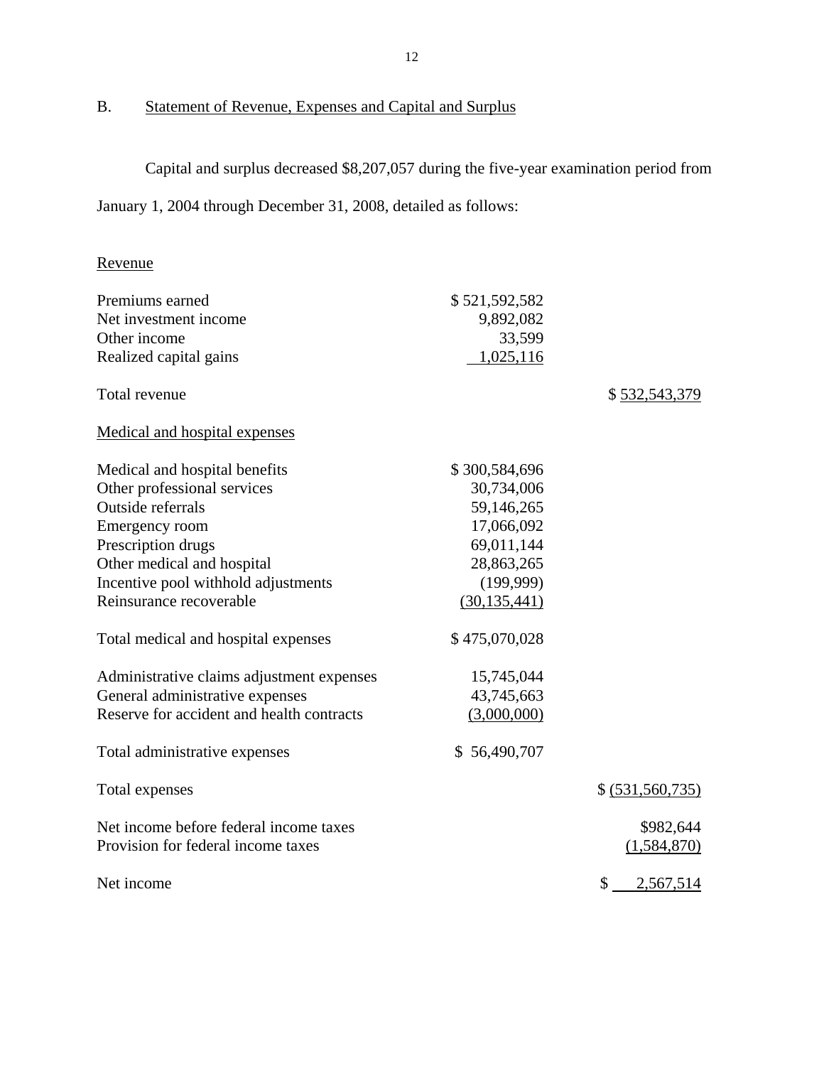## B. Statement of Revenue, Expenses and Capital and Surplus

Capital and surplus decreased $8,207,057 during the five-year examination period from January 1, 2004 through December 31, 2008, detailed as follows:

| | | |
|---|---|---|
| Revenue | | |
| Premiums earned | $ 521,592,582 | |
| Net investment income | 9,892,082 | |
| Other income | 33,599 | |
| Realized capital gains | 1,025,116 | |
| Total revenue | | $ 532,543,379 |
| Medical and hospital expenses | | |
| Medical and hospital benefits | $ 300,584,696 | |
| Other professional services | 30,734,006 | |
| Outside referrals | 59,146,265 | |
| Emergency room | 17,066,092 | |
| Prescription drugs | 69,011,144 | |
| Other medical and hospital | 28,863,265 | |
| Incentive pool withhold adjustments | (199,999) | |
| Reinsurance recoverable | (30,135,441) | |
| Total medical and hospital expenses | $ 475,070,028 | |
| Administrative claims adjustment expenses | 15,745,044 | |
| General administrative expenses | 43,745,663 | |
| Reserve for accident and health contracts | (3,000,000) | |
| Total administrative expenses | $ 56,490,707 | |
| Total expenses | | $ (531,560,735) |
| Net income before federal income taxes | | $982,644 |
| Provision for federal income taxes | | (1,584,870) |
| Net income | | $ 2,567,514 |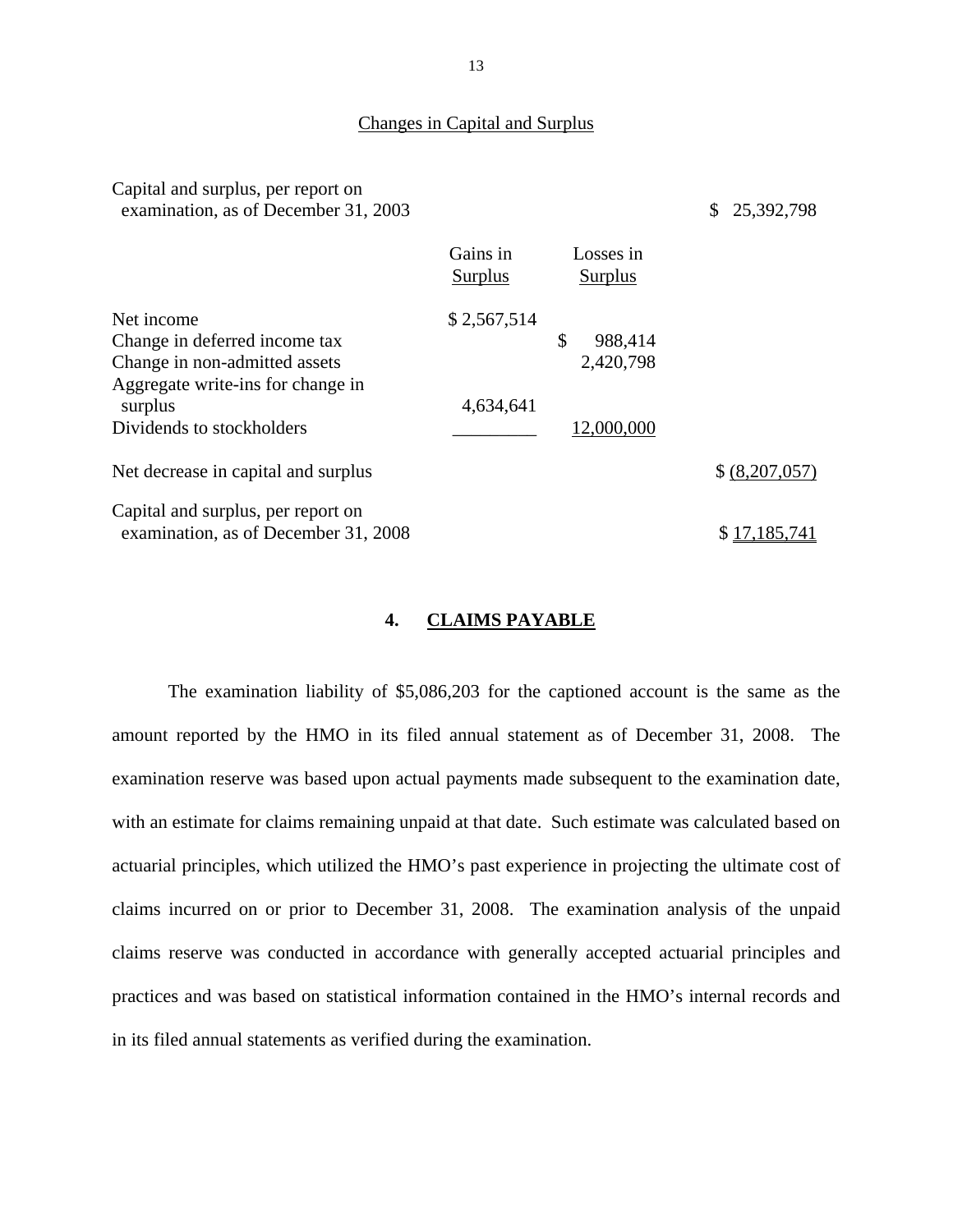Changes in Capital and Surplus

| | Gains in Surplus | Losses in Surplus | |
|---|---|---|---|
| Capital and surplus, per report on examination, as of December 31, 2003 | | | $ 25,392,798 |
| Net income | $ 2,567,514 | | |
| Change in deferred income tax | | $ 988,414 | |
| Change in non-admitted assets | | 2,420,798 | |
| Aggregate write-ins for change in surplus | 4,634,641 | | |
| Dividends to stockholders | _________ | 12,000,000 | |
| Net decrease in capital and surplus | | | $ (8,207,057) |
| Capital and surplus, per report on examination, as of December 31, 2008 | | | $ 17,185,741 |

## 4. CLAIMS PAYABLE

The examination liability of $5,086,203 for the captioned account is the same as the amount reported by the HMO in its filed annual statement as of December 31, 2008. The examination reserve was based upon actual payments made subsequent to the examination date, with an estimate for claims remaining unpaid at that date. Such estimate was calculated based on actuarial principles, which utilized the HMO's past experience in projecting the ultimate cost of claims incurred on or prior to December 31, 2008. The examination analysis of the unpaid claims reserve was conducted in accordance with generally accepted actuarial principles and practices and was based on statistical information contained in the HMO's internal records and in its filed annual statements as verified during the examination.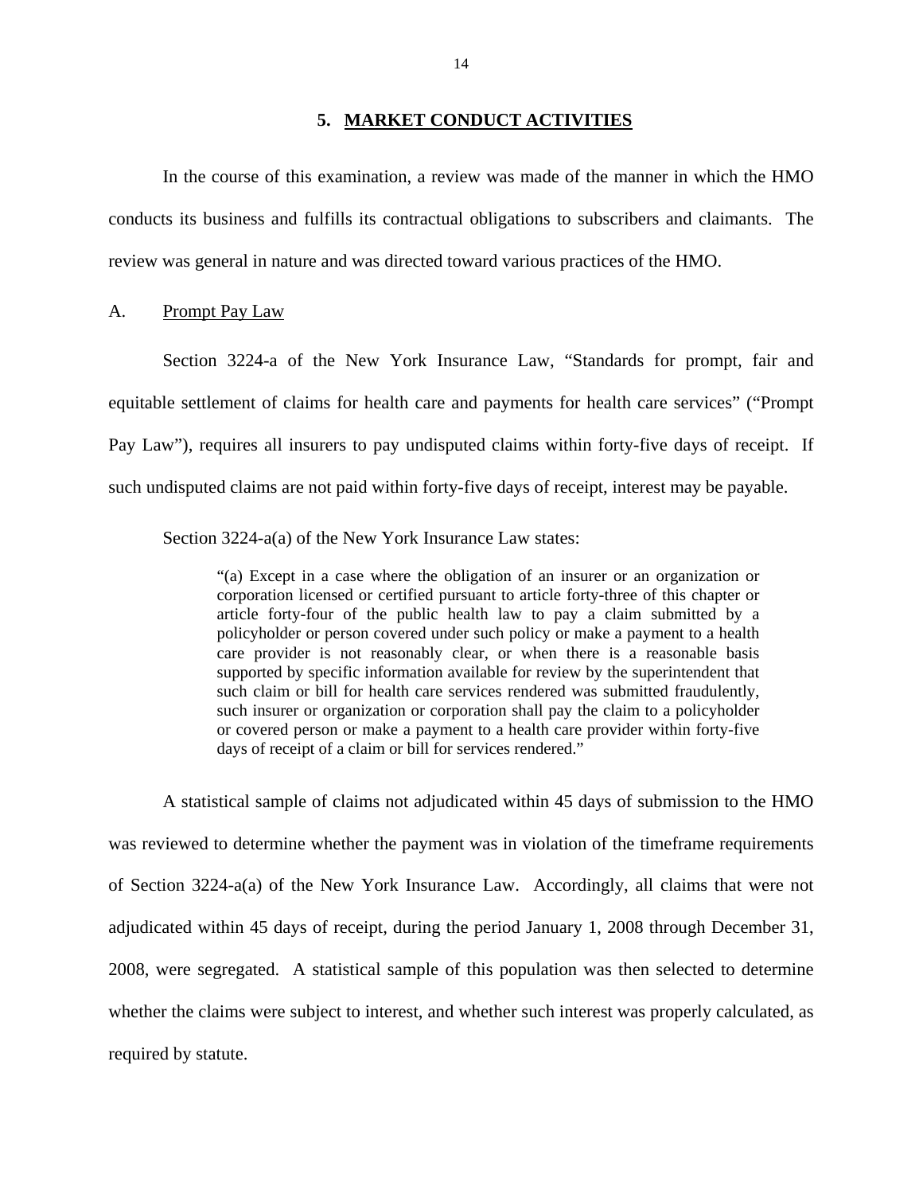## 5. MARKET CONDUCT ACTIVITIES

In the course of this examination, a review was made of the manner in which the HMO conducts its business and fulfills its contractual obligations to subscribers and claimants. The review was general in nature and was directed toward various practices of the HMO.

### A. Prompt Pay Law

Section 3224-a of the New York Insurance Law, "Standards for prompt, fair and equitable settlement of claims for health care and payments for health care services" ("Prompt Pay Law"), requires all insurers to pay undisputed claims within forty-five days of receipt. If such undisputed claims are not paid within forty-five days of receipt, interest may be payable.

Section 3224-a(a) of the New York Insurance Law states:

> "(a) Except in a case where the obligation of an insurer or an organization or corporation licensed or certified pursuant to article forty-three of this chapter or article forty-four of the public health law to pay a claim submitted by a policyholder or person covered under such policy or make a payment to a health care provider is not reasonably clear, or when there is a reasonable basis supported by specific information available for review by the superintendent that such claim or bill for health care services rendered was submitted fraudulently, such insurer or organization or corporation shall pay the claim to a policyholder or covered person or make a payment to a health care provider within forty-five days of receipt of a claim or bill for services rendered."

A statistical sample of claims not adjudicated within 45 days of submission to the HMO was reviewed to determine whether the payment was in violation of the timeframe requirements of Section 3224-a(a) of the New York Insurance Law. Accordingly, all claims that were not adjudicated within 45 days of receipt, during the period January 1, 2008 through December 31, 2008, were segregated. A statistical sample of this population was then selected to determine whether the claims were subject to interest, and whether such interest was properly calculated, as required by statute.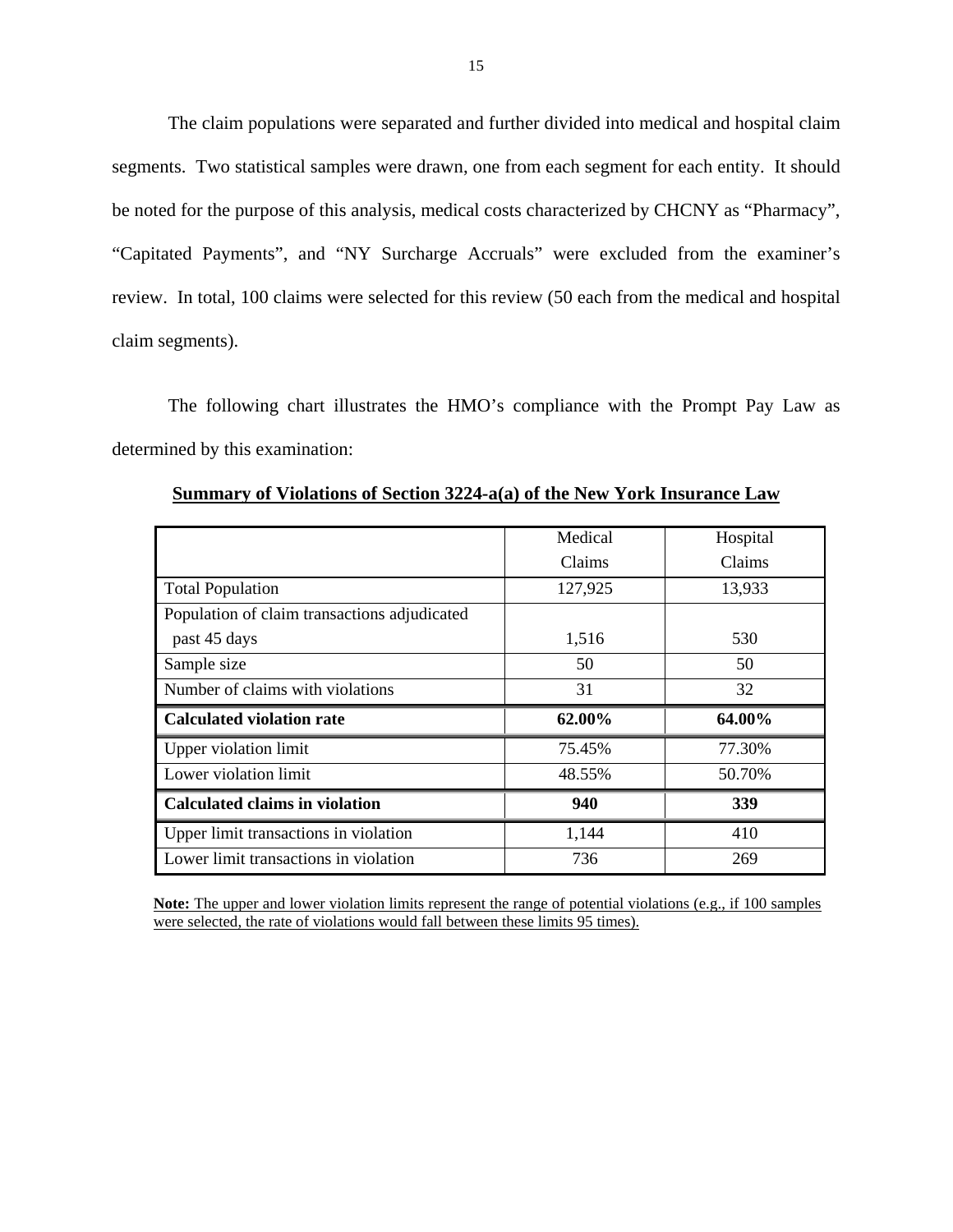The claim populations were separated and further divided into medical and hospital claim segments. Two statistical samples were drawn, one from each segment for each entity. It should be noted for the purpose of this analysis, medical costs characterized by CHCNY as "Pharmacy", "Capitated Payments", and "NY Surcharge Accruals" were excluded from the examiner's review. In total, 100 claims were selected for this review (50 each from the medical and hospital claim segments).

The following chart illustrates the HMO's compliance with the Prompt Pay Law as determined by this examination:

**Summary of Violations of Section 3224-a(a) of the New York Insurance Law**

| | Medical Claims | Hospital Claims |
|---|---|---|
| Total Population | 127,925 | 13,933 |
| Population of claim transactions adjudicated past 45 days | 1,516 | 530 |
| Sample size | 50 | 50 |
| Number of claims with violations | 31 | 32 |
| **Calculated violation rate** | **62.00%** | **64.00%** |
| Upper violation limit | 75.45% | 77.30% |
| Lower violation limit | 48.55% | 50.70% |
| **Calculated claims in violation** | **940** | **339** |
| Upper limit transactions in violation | 1,144 | 410 |
| Lower limit transactions in violation | 736 | 269 |

**Note:** The upper and lower violation limits represent the range of potential violations (e.g., if 100 samples were selected, the rate of violations would fall between these limits 95 times).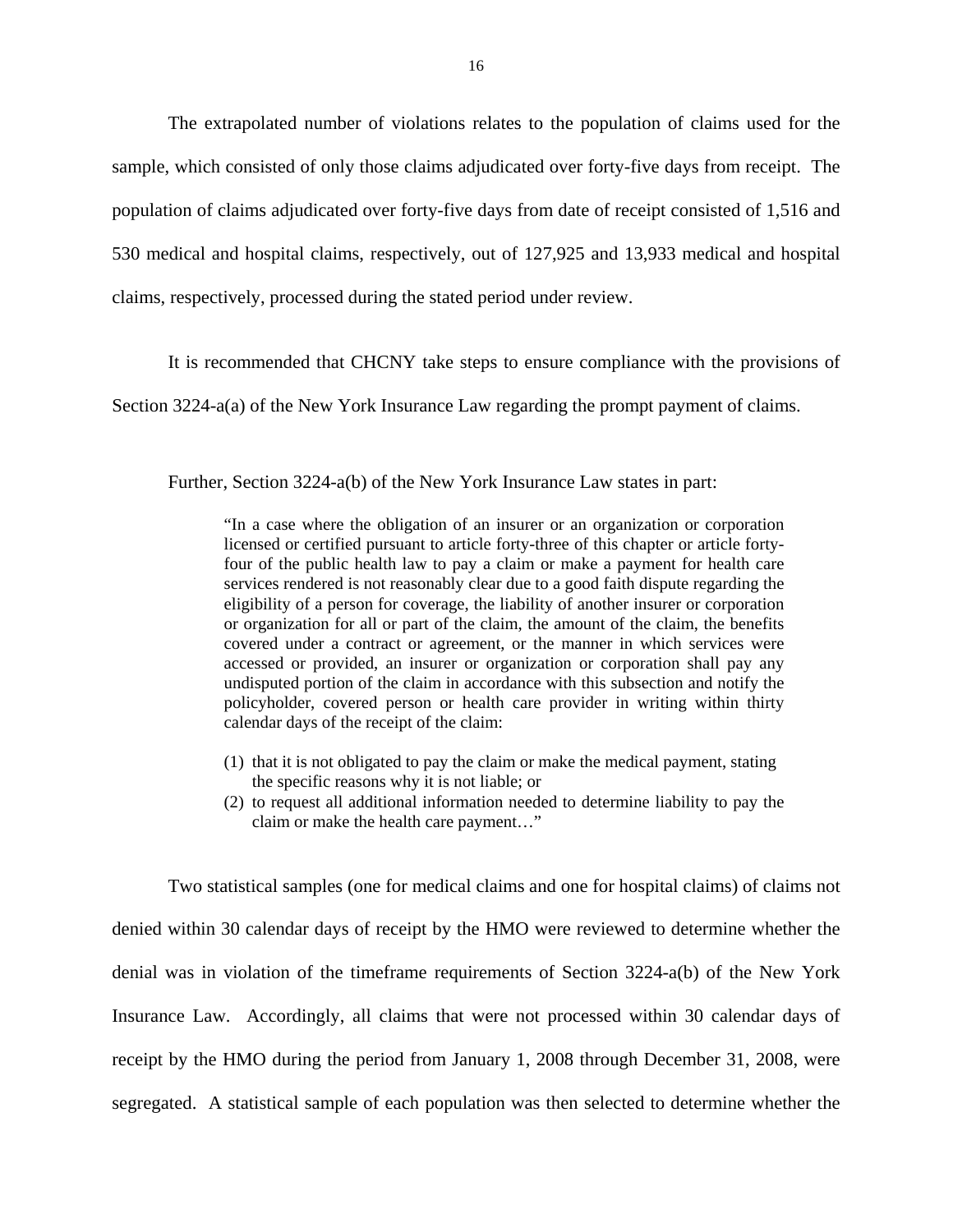The extrapolated number of violations relates to the population of claims used for the sample, which consisted of only those claims adjudicated over forty-five days from receipt. The population of claims adjudicated over forty-five days from date of receipt consisted of 1,516 and 530 medical and hospital claims, respectively, out of 127,925 and 13,933 medical and hospital claims, respectively, processed during the stated period under review.

It is recommended that CHCNY take steps to ensure compliance with the provisions of Section 3224-a(a) of the New York Insurance Law regarding the prompt payment of claims.

Further, Section 3224-a(b) of the New York Insurance Law states in part:

> "In a case where the obligation of an insurer or an organization or corporation licensed or certified pursuant to article forty-three of this chapter or article forty-four of the public health law to pay a claim or make a payment for health care services rendered is not reasonably clear due to a good faith dispute regarding the eligibility of a person for coverage, the liability of another insurer or corporation or organization for all or part of the claim, the amount of the claim, the benefits covered under a contract or agreement, or the manner in which services were accessed or provided, an insurer or organization or corporation shall pay any undisputed portion of the claim in accordance with this subsection and notify the policyholder, covered person or health care provider in writing within thirty calendar days of the receipt of the claim:
>
> (1) that it is not obligated to pay the claim or make the medical payment, stating the specific reasons why it is not liable; or
> (2) to request all additional information needed to determine liability to pay the claim or make the health care payment…"

Two statistical samples (one for medical claims and one for hospital claims) of claims not denied within 30 calendar days of receipt by the HMO were reviewed to determine whether the denial was in violation of the timeframe requirements of Section 3224-a(b) of the New York Insurance Law. Accordingly, all claims that were not processed within 30 calendar days of receipt by the HMO during the period from January 1, 2008 through December 31, 2008, were segregated. A statistical sample of each population was then selected to determine whether the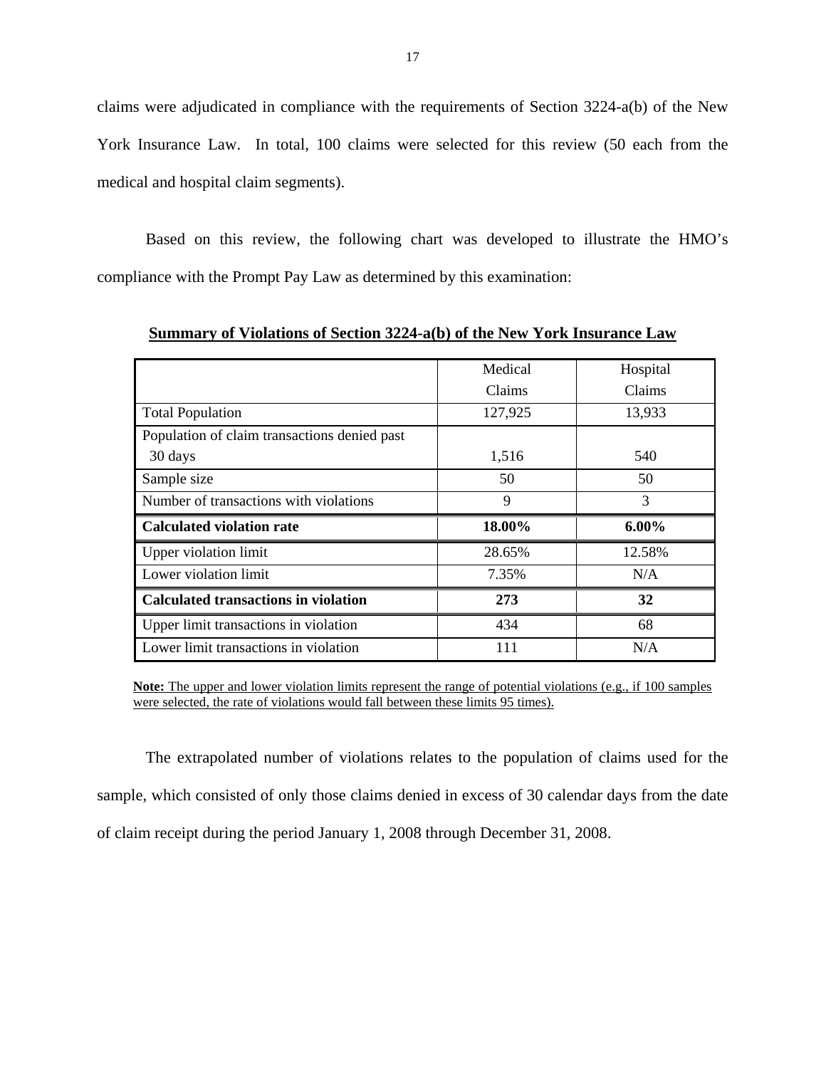claims were adjudicated in compliance with the requirements of Section 3224-a(b) of the New York Insurance Law. In total, 100 claims were selected for this review (50 each from the medical and hospital claim segments).

Based on this review, the following chart was developed to illustrate the HMO's compliance with the Prompt Pay Law as determined by this examination:

**Summary of Violations of Section 3224-a(b) of the New York Insurance Law**

| | Medical Claims | Hospital Claims |
|---|---|---|
| Total Population | 127,925 | 13,933 |
| Population of claim transactions denied past 30 days | 1,516 | 540 |
| Sample size | 50 | 50 |
| Number of transactions with violations | 9 | 3 |
| **Calculated violation rate** | **18.00%** | **6.00%** |
| Upper violation limit | 28.65% | 12.58% |
| Lower violation limit | 7.35% | N/A |
| **Calculated transactions in violation** | **273** | **32** |
| Upper limit transactions in violation | 434 | 68 |
| Lower limit transactions in violation | 111 | N/A |

**Note:** The upper and lower violation limits represent the range of potential violations (e.g., if 100 samples were selected, the rate of violations would fall between these limits 95 times).

The extrapolated number of violations relates to the population of claims used for the sample, which consisted of only those claims denied in excess of 30 calendar days from the date of claim receipt during the period January 1, 2008 through December 31, 2008.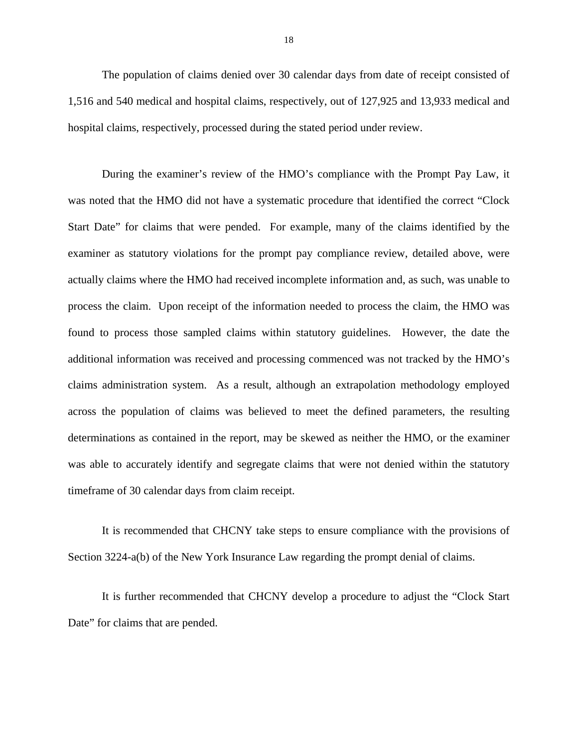The population of claims denied over 30 calendar days from date of receipt consisted of 1,516 and 540 medical and hospital claims, respectively, out of 127,925 and 13,933 medical and hospital claims, respectively, processed during the stated period under review.

During the examiner's review of the HMO's compliance with the Prompt Pay Law, it was noted that the HMO did not have a systematic procedure that identified the correct "Clock Start Date" for claims that were pended. For example, many of the claims identified by the examiner as statutory violations for the prompt pay compliance review, detailed above, were actually claims where the HMO had received incomplete information and, as such, was unable to process the claim. Upon receipt of the information needed to process the claim, the HMO was found to process those sampled claims within statutory guidelines. However, the date the additional information was received and processing commenced was not tracked by the HMO's claims administration system. As a result, although an extrapolation methodology employed across the population of claims was believed to meet the defined parameters, the resulting determinations as contained in the report, may be skewed as neither the HMO, or the examiner was able to accurately identify and segregate claims that were not denied within the statutory timeframe of 30 calendar days from claim receipt.

It is recommended that CHCNY take steps to ensure compliance with the provisions of Section 3224-a(b) of the New York Insurance Law regarding the prompt denial of claims.

It is further recommended that CHCNY develop a procedure to adjust the "Clock Start Date" for claims that are pended.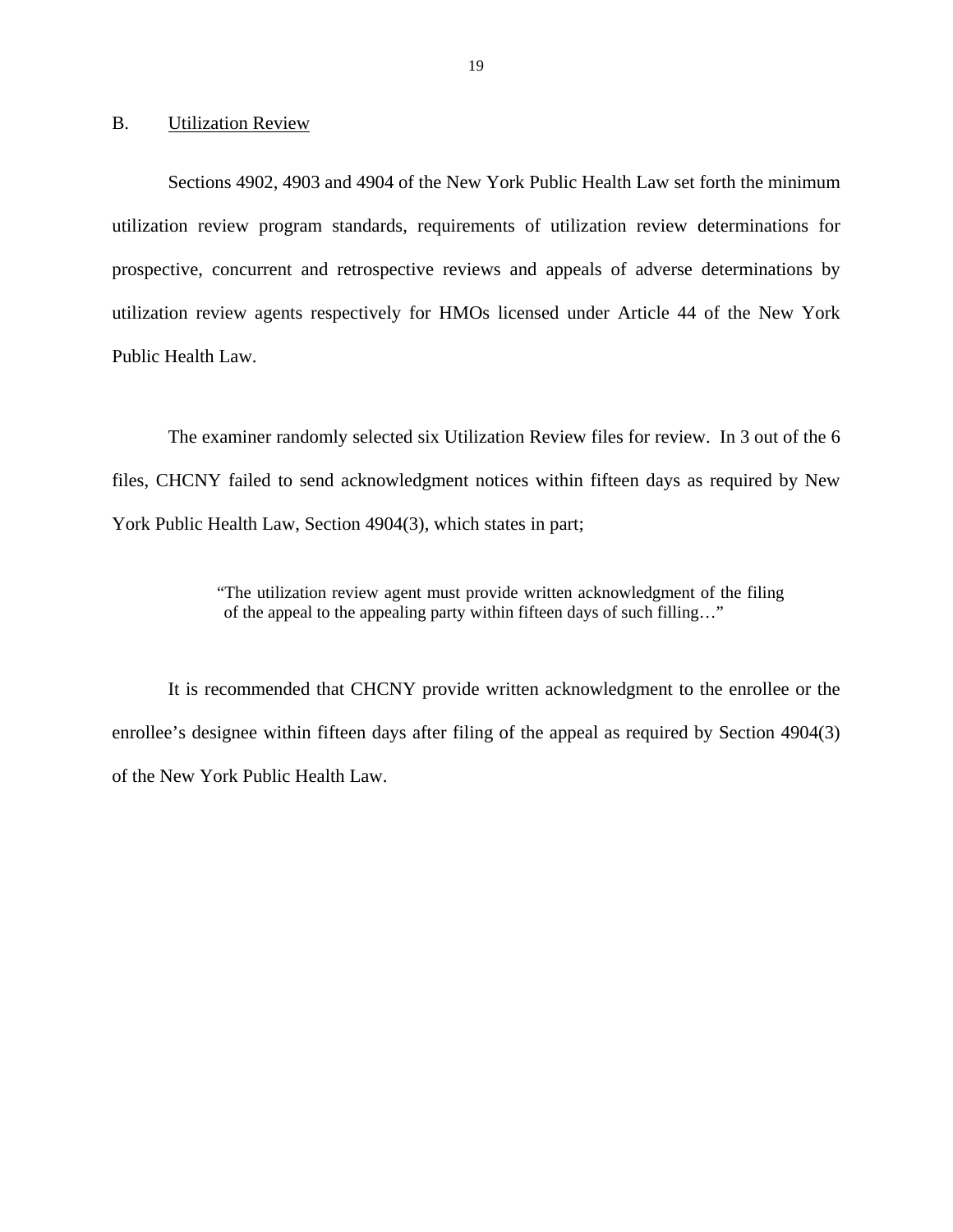## B. Utilization Review

Sections 4902, 4903 and 4904 of the New York Public Health Law set forth the minimum utilization review program standards, requirements of utilization review determinations for prospective, concurrent and retrospective reviews and appeals of adverse determinations by utilization review agents respectively for HMOs licensed under Article 44 of the New York Public Health Law.

The examiner randomly selected six Utilization Review files for review. In 3 out of the 6 files, CHCNY failed to send acknowledgment notices within fifteen days as required by New York Public Health Law, Section 4904(3), which states in part;

> "The utilization review agent must provide written acknowledgment of the filing of the appeal to the appealing party within fifteen days of such filling…"

It is recommended that CHCNY provide written acknowledgment to the enrollee or the enrollee's designee within fifteen days after filing of the appeal as required by Section 4904(3) of the New York Public Health Law.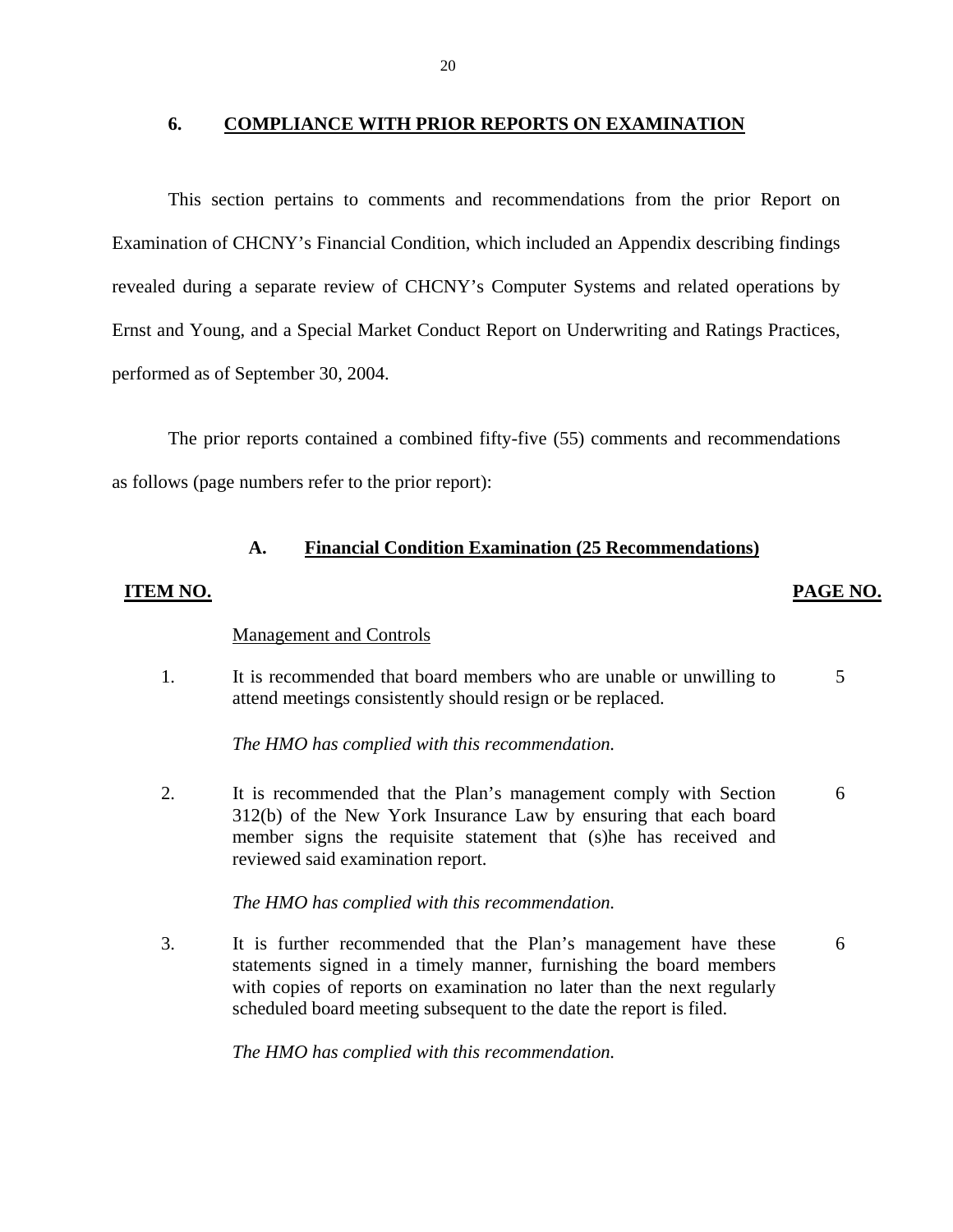## 6. COMPLIANCE WITH PRIOR REPORTS ON EXAMINATION

This section pertains to comments and recommendations from the prior Report on Examination of CHCNY's Financial Condition, which included an Appendix describing findings revealed during a separate review of CHCNY's Computer Systems and related operations by Ernst and Young, and a Special Market Conduct Report on Underwriting and Ratings Practices, performed as of September 30, 2004.

The prior reports contained a combined fifty-five (55) comments and recommendations as follows (page numbers refer to the prior report):

### A. Financial Condition Examination (25 Recommendations)

| ITEM NO. | | PAGE NO. |
|---|---|---|
| | Management and Controls | |
| 1. | It is recommended that board members who are unable or unwilling to attend meetings consistently should resign or be replaced.<br><br>*The HMO has complied with this recommendation.* | 5 |
| 2. | It is recommended that the Plan's management comply with Section 312(b) of the New York Insurance Law by ensuring that each board member signs the requisite statement that (s)he has received and reviewed said examination report.<br><br>*The HMO has complied with this recommendation.* | 6 |
| 3. | It is further recommended that the Plan's management have these statements signed in a timely manner, furnishing the board members with copies of reports on examination no later than the next regularly scheduled board meeting subsequent to the date the report is filed.<br><br>*The HMO has complied with this recommendation.* | 6 |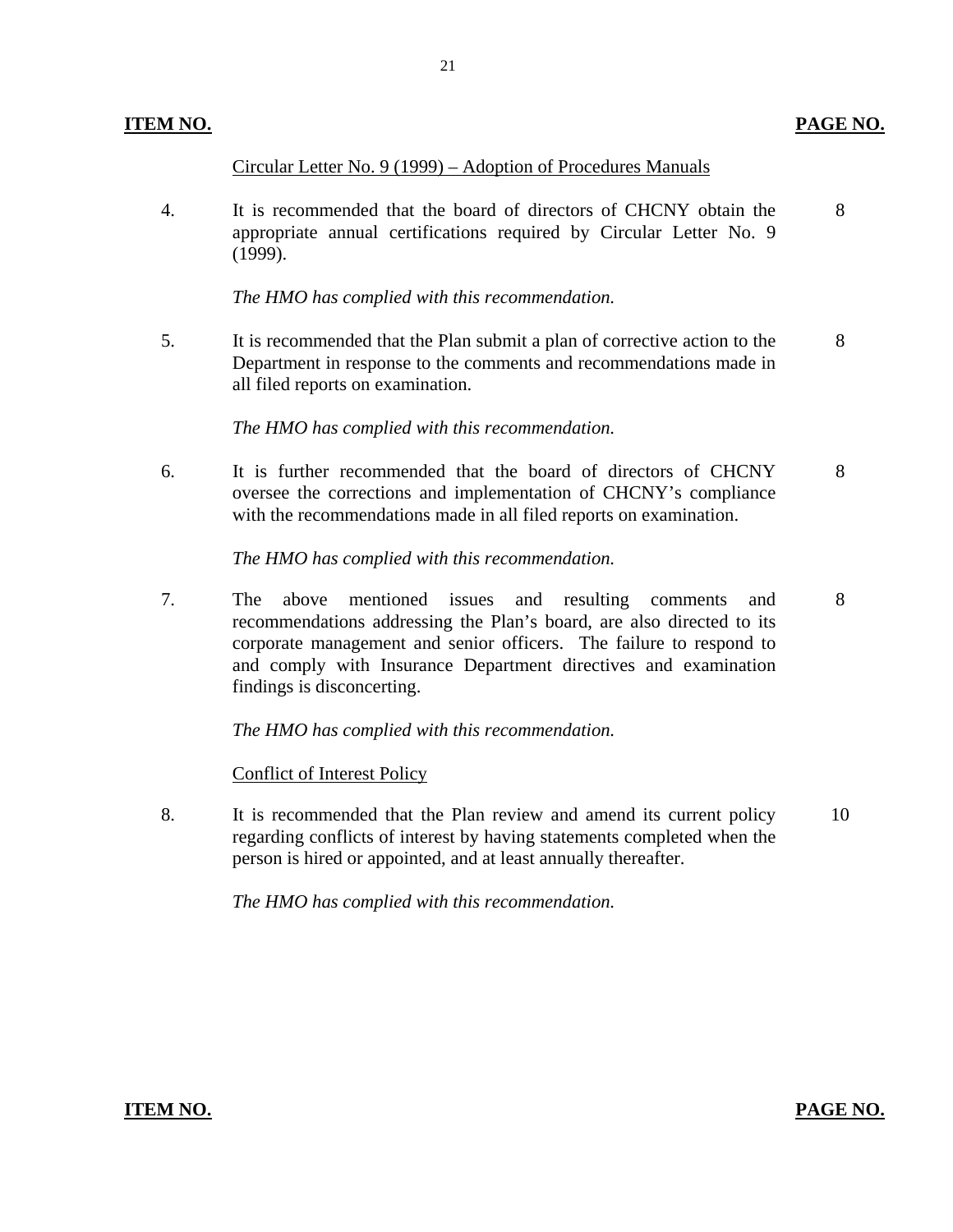| ITEM NO. | | PAGE NO. |
|---|---|---|
| | Circular Letter No. 9 (1999) – Adoption of Procedures Manuals | |
| 4. | It is recommended that the board of directors of CHCNY obtain the appropriate annual certifications required by Circular Letter No. 9 (1999).<br><br>*The HMO has complied with this recommendation.* | 8 |
| 5. | It is recommended that the Plan submit a plan of corrective action to the Department in response to the comments and recommendations made in all filed reports on examination.<br><br>*The HMO has complied with this recommendation.* | 8 |
| 6. | It is further recommended that the board of directors of CHCNY oversee the corrections and implementation of CHCNY's compliance with the recommendations made in all filed reports on examination.<br><br>*The HMO has complied with this recommendation.* | 8 |
| 7. | The above mentioned issues and resulting comments and recommendations addressing the Plan's board, are also directed to its corporate management and senior officers. The failure to respond to and comply with Insurance Department directives and examination findings is disconcerting.<br><br>*The HMO has complied with this recommendation.* | 8 |
| | Conflict of Interest Policy | |
| 8. | It is recommended that the Plan review and amend its current policy regarding conflicts of interest by having statements completed when the person is hired or appointed, and at least annually thereafter.<br><br>*The HMO has complied with this recommendation.* | 10 |

**ITEM NO.** **PAGE NO.**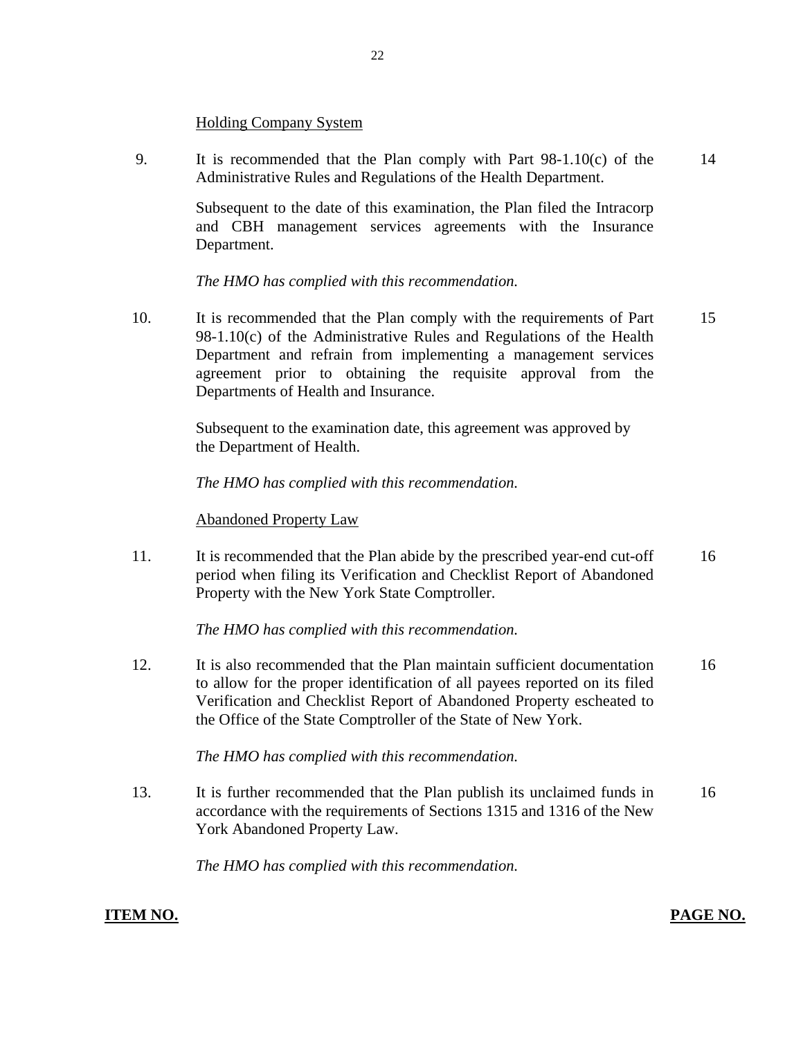Holding Company System

| | | |
|---|---|---|
| 9. | It is recommended that the Plan comply with Part 98-1.10(c) of the Administrative Rules and Regulations of the Health Department.<br><br>Subsequent to the date of this examination, the Plan filed the Intracorp and CBH management services agreements with the Insurance Department.<br><br>*The HMO has complied with this recommendation.* | 14 |
| 10. | It is recommended that the Plan comply with the requirements of Part 98-1.10(c) of the Administrative Rules and Regulations of the Health Department and refrain from implementing a management services agreement prior to obtaining the requisite approval from the Departments of Health and Insurance.<br><br>Subsequent to the examination date, this agreement was approved by the Department of Health.<br><br>*The HMO has complied with this recommendation.* | 15 |

Abandoned Property Law

| | | |
|---|---|---|
| 11. | It is recommended that the Plan abide by the prescribed year-end cut-off period when filing its Verification and Checklist Report of Abandoned Property with the New York State Comptroller.<br><br>*The HMO has complied with this recommendation.* | 16 |
| 12. | It is also recommended that the Plan maintain sufficient documentation to allow for the proper identification of all payees reported on its filed Verification and Checklist Report of Abandoned Property escheated to the Office of the State Comptroller of the State of New York.<br><br>*The HMO has complied with this recommendation.* | 16 |
| 13. | It is further recommended that the Plan publish its unclaimed funds in accordance with the requirements of Sections 1315 and 1316 of the New York Abandoned Property Law.<br><br>*The HMO has complied with this recommendation.* | 16 |

**ITEM NO.** **PAGE NO.**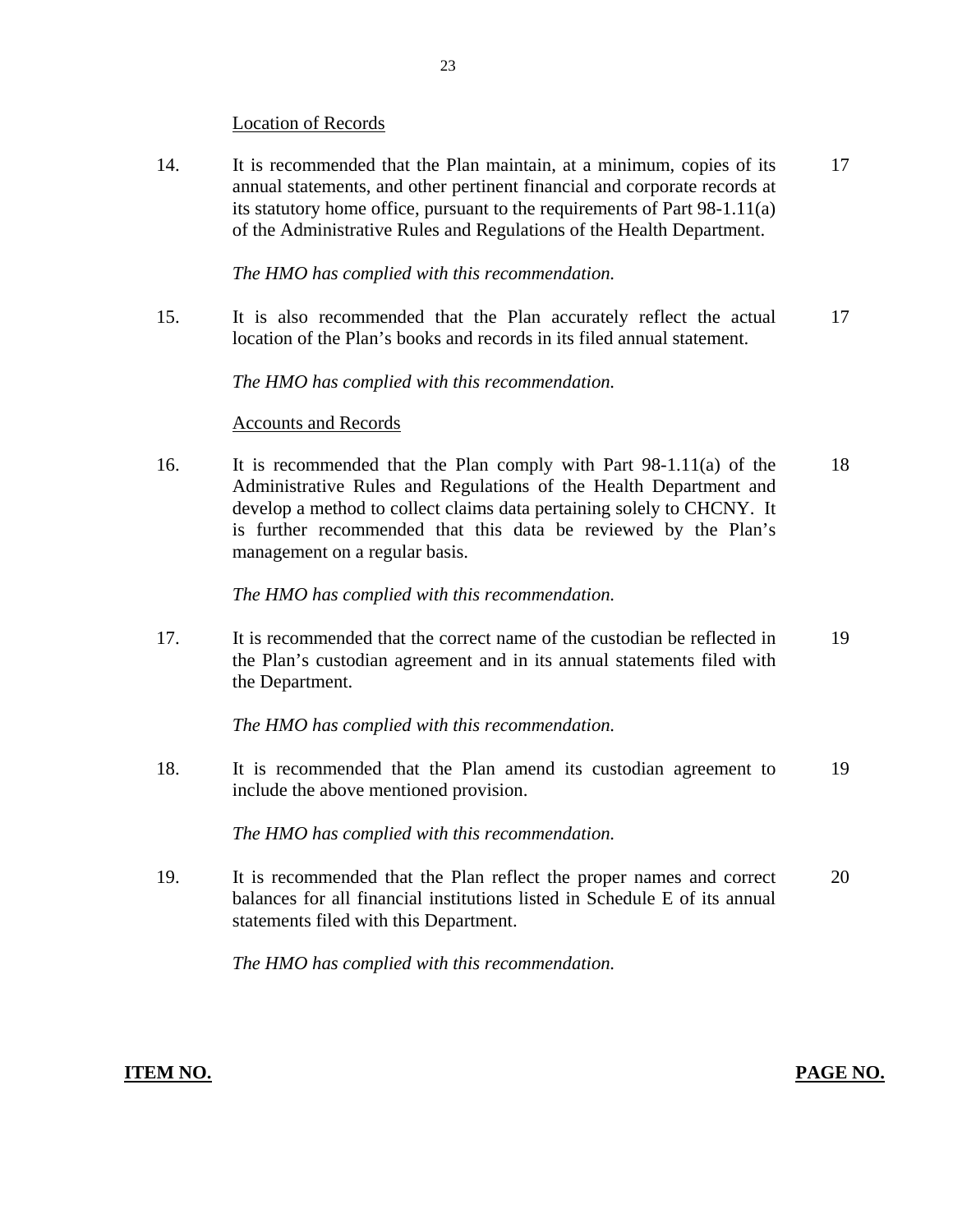Location of Records

14. It is recommended that the Plan maintain, at a minimum, copies of its annual statements, and other pertinent financial and corporate records at its statutory home office, pursuant to the requirements of Part 98-1.11(a) of the Administrative Rules and Regulations of the Health Department. — 17

*The HMO has complied with this recommendation.*

15. It is also recommended that the Plan accurately reflect the actual location of the Plan's books and records in its filed annual statement. — 17

*The HMO has complied with this recommendation.*

Accounts and Records

16. It is recommended that the Plan comply with Part 98-1.11(a) of the Administrative Rules and Regulations of the Health Department and develop a method to collect claims data pertaining solely to CHCNY. It is further recommended that this data be reviewed by the Plan's management on a regular basis. — 18

*The HMO has complied with this recommendation.*

17. It is recommended that the correct name of the custodian be reflected in the Plan's custodian agreement and in its annual statements filed with the Department. — 19

*The HMO has complied with this recommendation.*

18. It is recommended that the Plan amend its custodian agreement to include the above mentioned provision. — 19

*The HMO has complied with this recommendation.*

19. It is recommended that the Plan reflect the proper names and correct balances for all financial institutions listed in Schedule E of its annual statements filed with this Department. — 20

*The HMO has complied with this recommendation.*

**ITEM NO.** **PAGE NO.**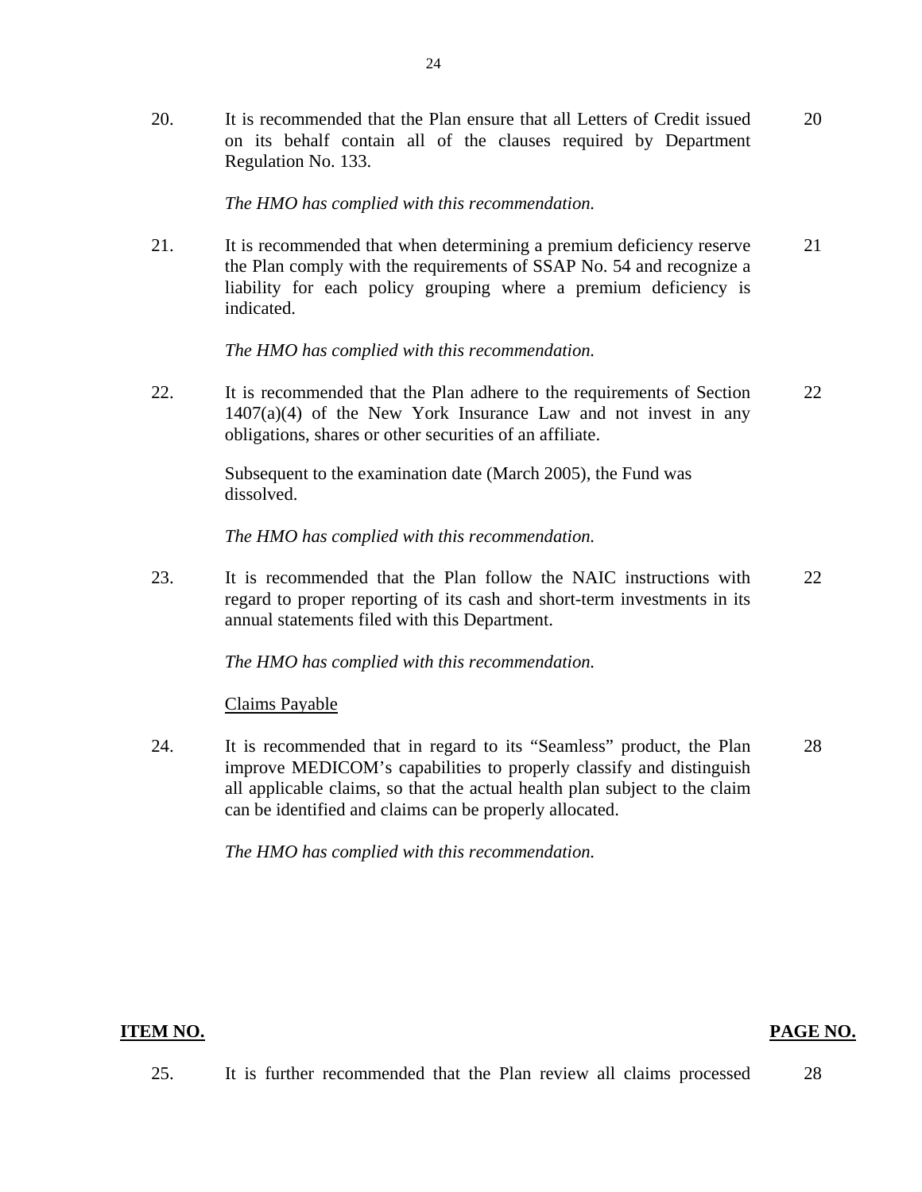| ITEM NO. | | PAGE NO. |
|---|---|---|
| 20. | It is recommended that the Plan ensure that all Letters of Credit issued on its behalf contain all of the clauses required by Department Regulation No. 133. | 20 |
| | *The HMO has complied with this recommendation.* | |
| 21. | It is recommended that when determining a premium deficiency reserve the Plan comply with the requirements of SSAP No. 54 and recognize a liability for each policy grouping where a premium deficiency is indicated. | 21 |
| | *The HMO has complied with this recommendation.* | |
| 22. | It is recommended that the Plan adhere to the requirements of Section 1407(a)(4) of the New York Insurance Law and not invest in any obligations, shares or other securities of an affiliate. | 22 |
| | Subsequent to the examination date (March 2005), the Fund was dissolved. | |
| | *The HMO has complied with this recommendation.* | |
| 23. | It is recommended that the Plan follow the NAIC instructions with regard to proper reporting of its cash and short-term investments in its annual statements filed with this Department. | 22 |
| | *The HMO has complied with this recommendation.* | |
| | <u>Claims Payable</u> | |
| 24. | It is recommended that in regard to its "Seamless" product, the Plan improve MEDICOM's capabilities to properly classify and distinguish all applicable claims, so that the actual health plan subject to the claim can be identified and claims can be properly allocated. | 28 |
| | *The HMO has complied with this recommendation.* | |
| 25. | It is further recommended that the Plan review all claims processed | 28 |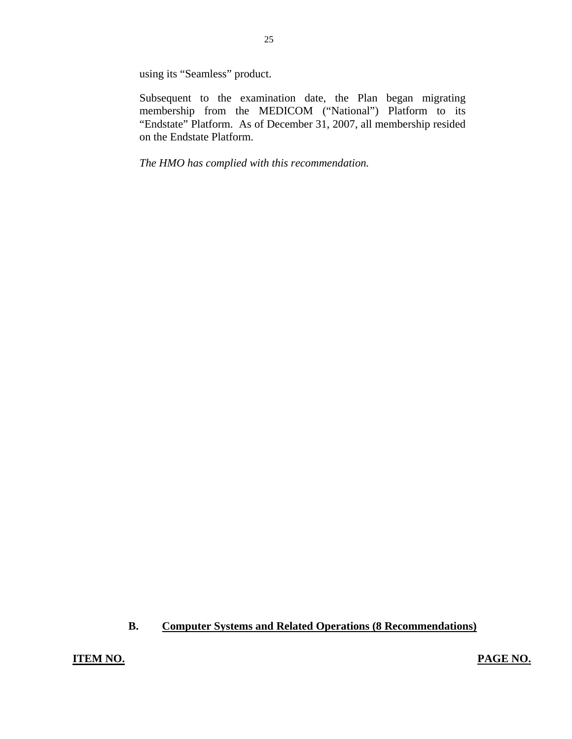using its "Seamless" product.

Subsequent to the examination date, the Plan began migrating membership from the MEDICOM ("National") Platform to its "Endstate" Platform. As of December 31, 2007, all membership resided on the Endstate Platform.

*The HMO has complied with this recommendation.*

## B. Computer Systems and Related Operations (8 Recommendations)

**ITEM NO.** **PAGE NO.**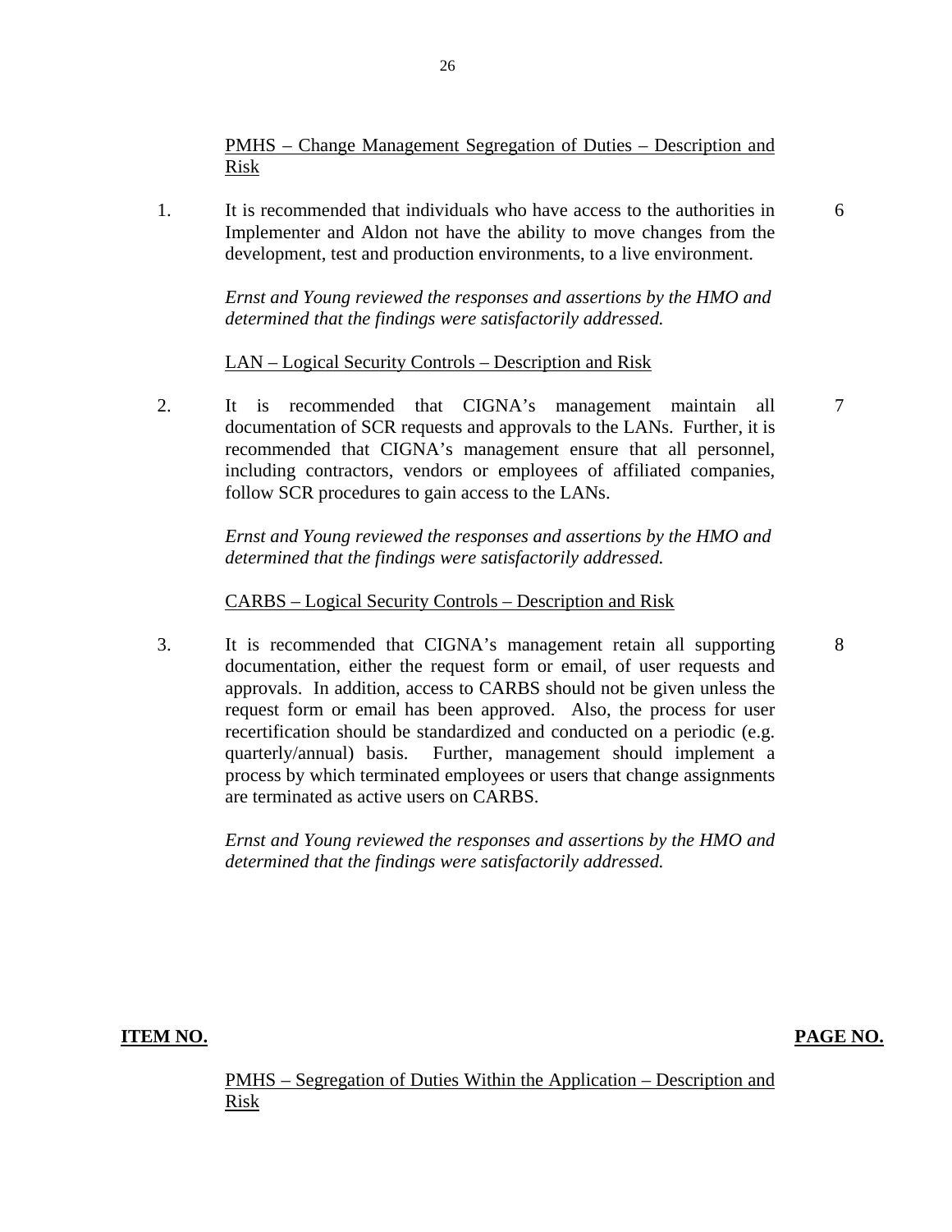PMHS – Change Management Segregation of Duties – Description and Risk

1. It is recommended that individuals who have access to the authorities in Implementer and Aldon not have the ability to move changes from the development, test and production environments, to a live environment. 6

   *Ernst and Young reviewed the responses and assertions by the HMO and determined that the findings were satisfactorily addressed.*

LAN – Logical Security Controls – Description and Risk

2. It is recommended that CIGNA's management maintain all documentation of SCR requests and approvals to the LANs. Further, it is recommended that CIGNA's management ensure that all personnel, including contractors, vendors or employees of affiliated companies, follow SCR procedures to gain access to the LANs. 7

   *Ernst and Young reviewed the responses and assertions by the HMO and determined that the findings were satisfactorily addressed.*

CARBS – Logical Security Controls – Description and Risk

3. It is recommended that CIGNA's management retain all supporting documentation, either the request form or email, of user requests and approvals. In addition, access to CARBS should not be given unless the request form or email has been approved. Also, the process for user recertification should be standardized and conducted on a periodic (e.g. quarterly/annual) basis. Further, management should implement a process by which terminated employees or users that change assignments are terminated as active users on CARBS. 8

   *Ernst and Young reviewed the responses and assertions by the HMO and determined that the findings were satisfactorily addressed.*

**ITEM NO.** **PAGE NO.**

PMHS – Segregation of Duties Within the Application – Description and Risk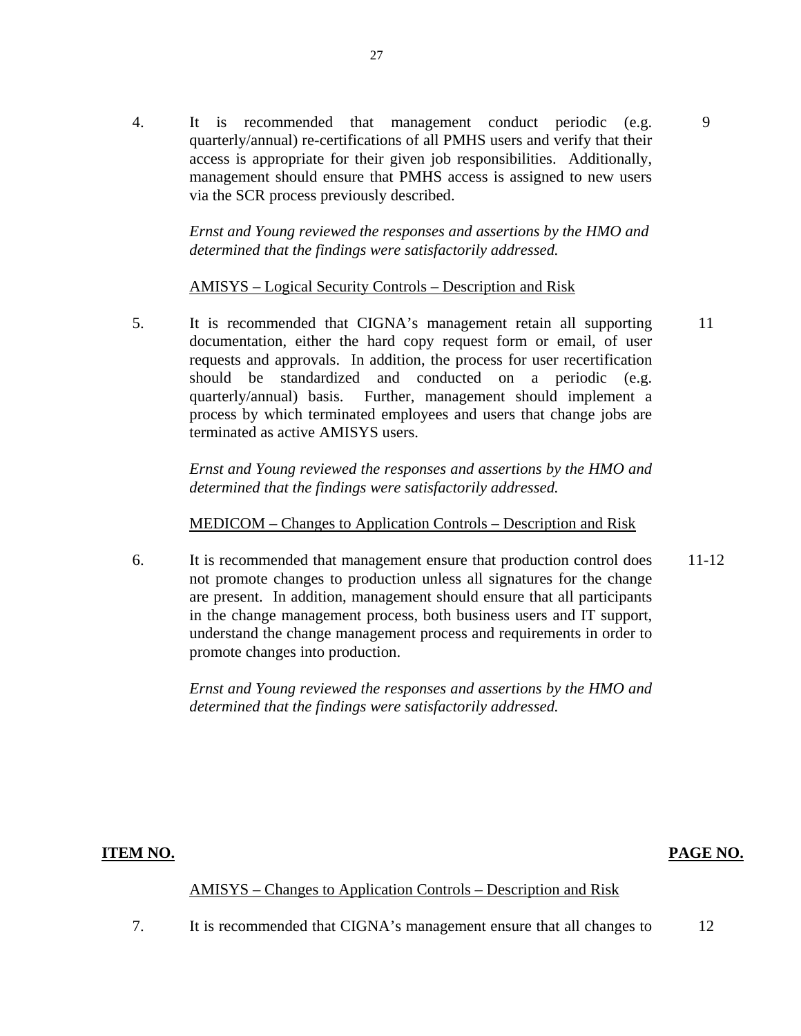| | | |
|---|---|---|
| 4. | It is recommended that management conduct periodic (e.g. quarterly/annual) re-certifications of all PMHS users and verify that their access is appropriate for their given job responsibilities. Additionally, management should ensure that PMHS access is assigned to new users via the SCR process previously described. | 9 |
| | *Ernst and Young reviewed the responses and assertions by the HMO and determined that the findings were satisfactorily addressed.* | |
| | <u>AMISYS – Logical Security Controls – Description and Risk</u> | |
| 5. | It is recommended that CIGNA's management retain all supporting documentation, either the hard copy request form or email, of user requests and approvals. In addition, the process for user recertification should be standardized and conducted on a periodic (e.g. quarterly/annual) basis. Further, management should implement a process by which terminated employees and users that change jobs are terminated as active AMISYS users. | 11 |
| | *Ernst and Young reviewed the responses and assertions by the HMO and determined that the findings were satisfactorily addressed.* | |
| | <u>MEDICOM – Changes to Application Controls – Description and Risk</u> | |
| 6. | It is recommended that management ensure that production control does not promote changes to production unless all signatures for the change are present. In addition, management should ensure that all participants in the change management process, both business users and IT support, understand the change management process and requirements in order to promote changes into production. | 11-12 |
| | *Ernst and Young reviewed the responses and assertions by the HMO and determined that the findings were satisfactorily addressed.* | |

| **ITEM NO.** | | **PAGE NO.** |
|---|---|---|
| | <u>AMISYS – Changes to Application Controls – Description and Risk</u> | |
| 7. | It is recommended that CIGNA's management ensure that all changes to | 12 |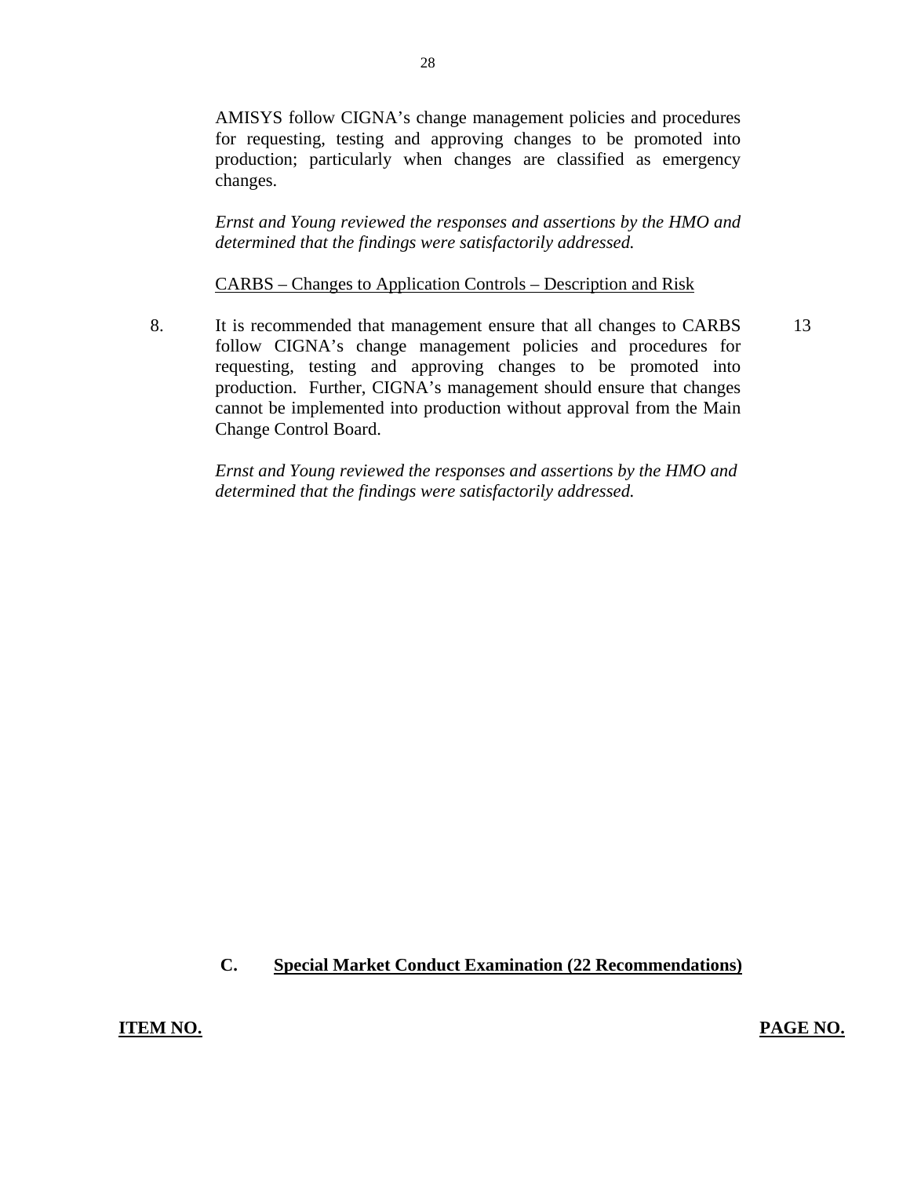AMISYS follow CIGNA's change management policies and procedures for requesting, testing and approving changes to be promoted into production; particularly when changes are classified as emergency changes.

*Ernst and Young reviewed the responses and assertions by the HMO and determined that the findings were satisfactorily addressed.*

<u>CARBS – Changes to Application Controls – Description and Risk</u>

8. It is recommended that management ensure that all changes to CARBS follow CIGNA's change management policies and procedures for requesting, testing and approving changes to be promoted into production. Further, CIGNA's management should ensure that changes cannot be implemented into production without approval from the Main Change Control Board. 13

*Ernst and Young reviewed the responses and assertions by the HMO and determined that the findings were satisfactorily addressed.*

## C. Special Market Conduct Examination (22 Recommendations)

**ITEM NO.** **PAGE NO.**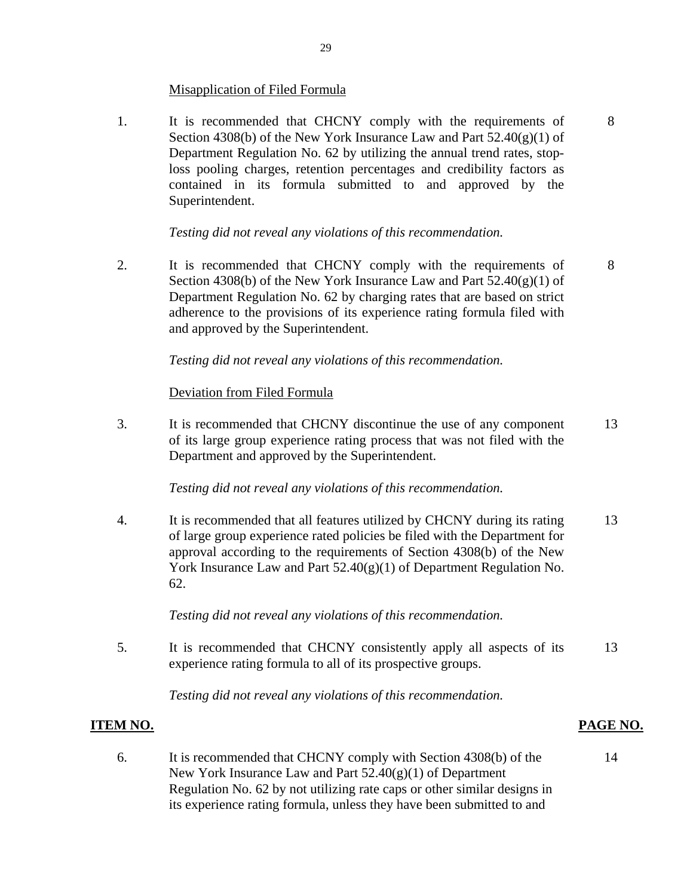Misapplication of Filed Formula

| ITEM NO. | | PAGE NO. |
|---|---|---|
| 1. | It is recommended that CHCNY comply with the requirements of Section 4308(b) of the New York Insurance Law and Part 52.40(g)(1) of Department Regulation No. 62 by utilizing the annual trend rates, stop-loss pooling charges, retention percentages and credibility factors as contained in its formula submitted to and approved by the Superintendent. | 8 |
| | *Testing did not reveal any violations of this recommendation.* | |
| 2. | It is recommended that CHCNY comply with the requirements of Section 4308(b) of the New York Insurance Law and Part 52.40(g)(1) of Department Regulation No. 62 by charging rates that are based on strict adherence to the provisions of its experience rating formula filed with and approved by the Superintendent. | 8 |
| | *Testing did not reveal any violations of this recommendation.* | |

Deviation from Filed Formula

| ITEM NO. | | PAGE NO. |
|---|---|---|
| 3. | It is recommended that CHCNY discontinue the use of any component of its large group experience rating process that was not filed with the Department and approved by the Superintendent. | 13 |
| | *Testing did not reveal any violations of this recommendation.* | |
| 4. | It is recommended that all features utilized by CHCNY during its rating of large group experience rated policies be filed with the Department for approval according to the requirements of Section 4308(b) of the New York Insurance Law and Part 52.40(g)(1) of Department Regulation No. 62. | 13 |
| | *Testing did not reveal any violations of this recommendation.* | |
| 5. | It is recommended that CHCNY consistently apply all aspects of its experience rating formula to all of its prospective groups. | 13 |
| | *Testing did not reveal any violations of this recommendation.* | |

| **ITEM NO.** | | **PAGE NO.** |
|---|---|---|
| 6. | It is recommended that CHCNY comply with Section 4308(b) of the New York Insurance Law and Part 52.40(g)(1) of Department Regulation No. 62 by not utilizing rate caps or other similar designs in its experience rating formula, unless they have been submitted to and | 14 |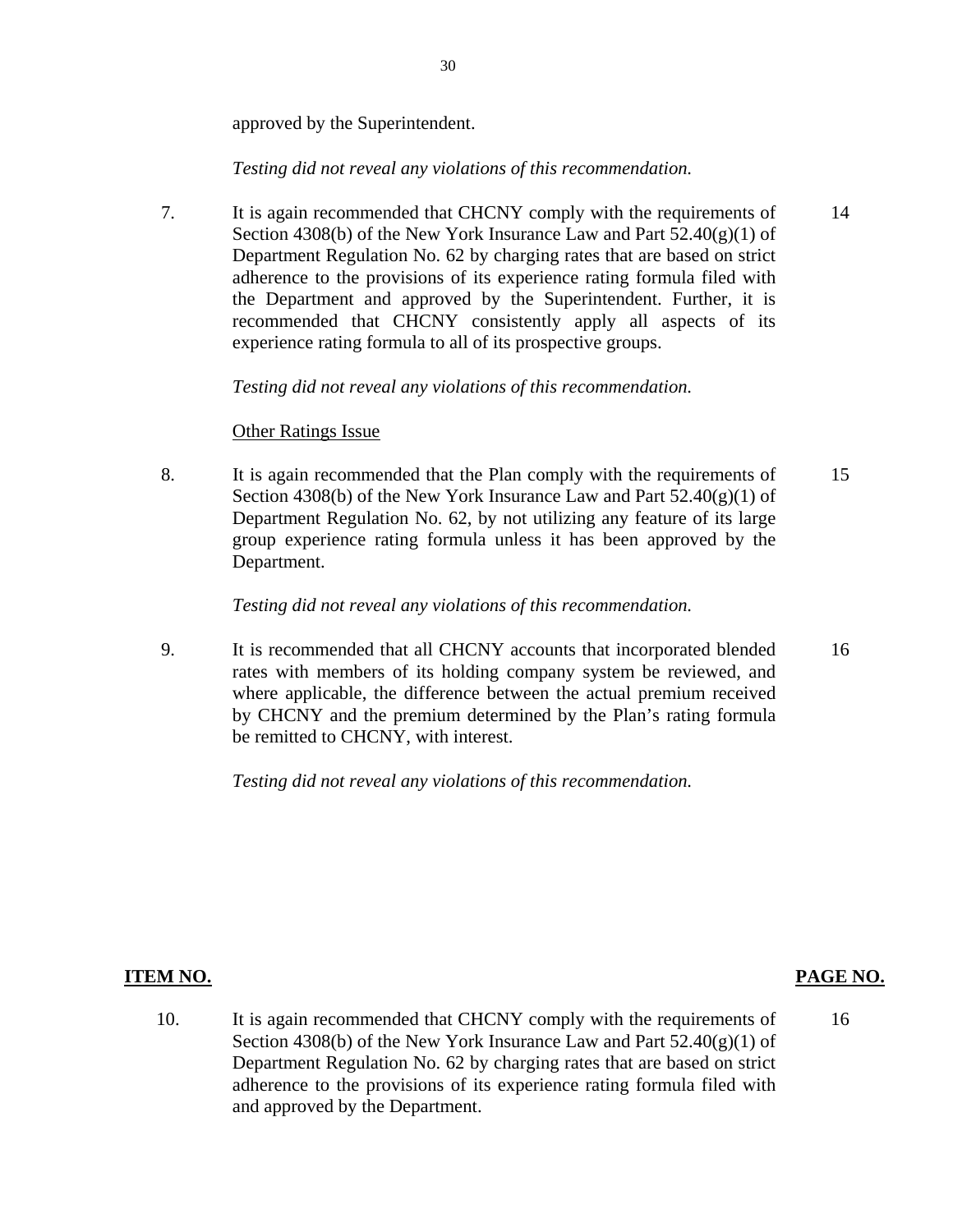approved by the Superintendent.

*Testing did not reveal any violations of this recommendation.*

| ITEM NO. | | PAGE NO. |
|---|---|---|
| 7. | It is again recommended that CHCNY comply with the requirements of Section 4308(b) of the New York Insurance Law and Part 52.40(g)(1) of Department Regulation No. 62 by charging rates that are based on strict adherence to the provisions of its experience rating formula filed with the Department and approved by the Superintendent. Further, it is recommended that CHCNY consistently apply all aspects of its experience rating formula to all of its prospective groups. | 14 |

*Testing did not reveal any violations of this recommendation.*

<u>Other Ratings Issue</u>

| ITEM NO. | | PAGE NO. |
|---|---|---|
| 8. | It is again recommended that the Plan comply with the requirements of Section 4308(b) of the New York Insurance Law and Part 52.40(g)(1) of Department Regulation No. 62, by not utilizing any feature of its large group experience rating formula unless it has been approved by the Department. | 15 |

*Testing did not reveal any violations of this recommendation.*

| ITEM NO. | | PAGE NO. |
|---|---|---|
| 9. | It is recommended that all CHCNY accounts that incorporated blended rates with members of its holding company system be reviewed, and where applicable, the difference between the actual premium received by CHCNY and the premium determined by the Plan's rating formula be remitted to CHCNY, with interest. | 16 |

*Testing did not reveal any violations of this recommendation.*

| ITEM NO. | | PAGE NO. |
|---|---|---|
| 10. | It is again recommended that CHCNY comply with the requirements of Section 4308(b) of the New York Insurance Law and Part 52.40(g)(1) of Department Regulation No. 62 by charging rates that are based on strict adherence to the provisions of its experience rating formula filed with and approved by the Department. | 16 |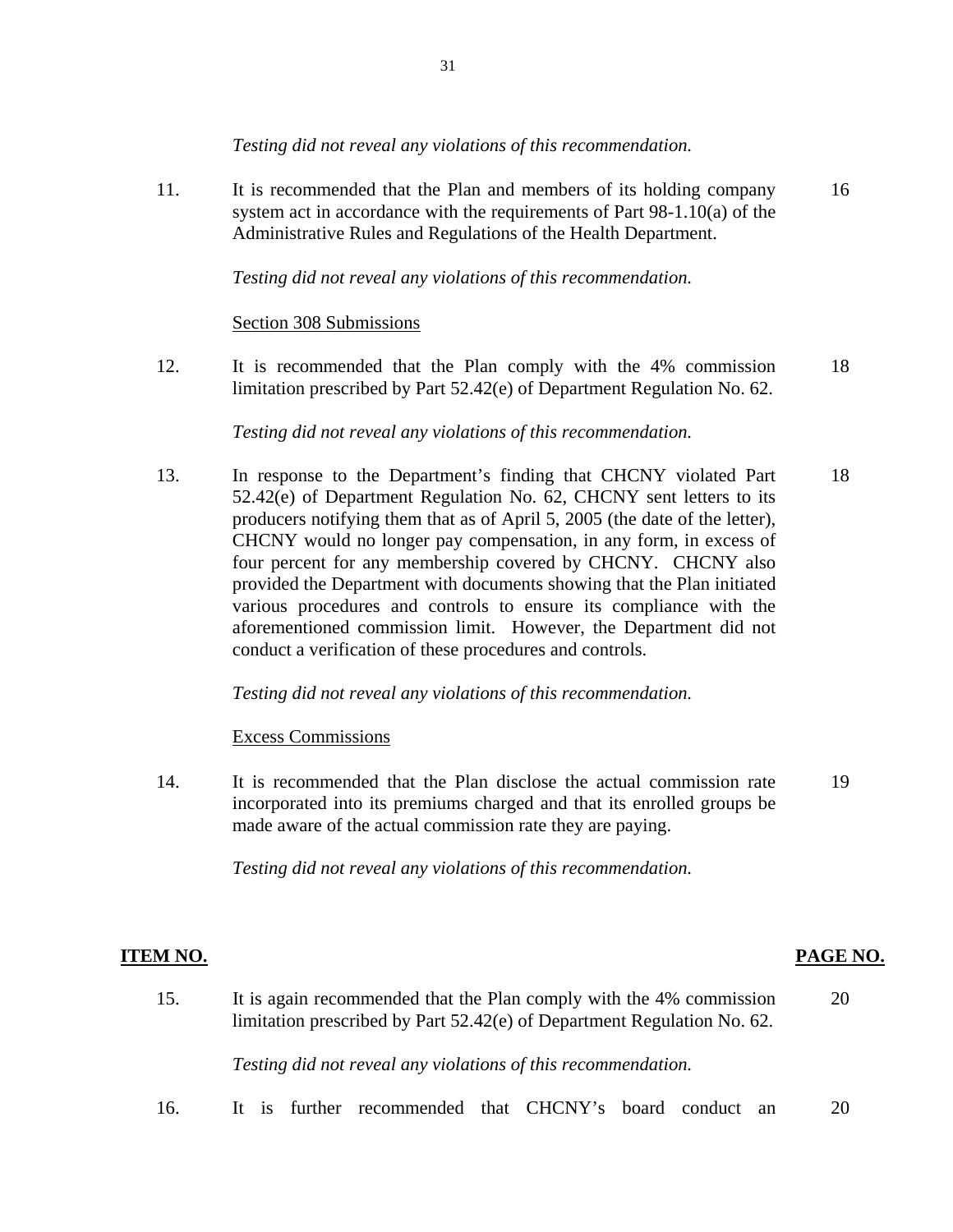*Testing did not reveal any violations of this recommendation.*

| | | |
|---|---|---|
| 11. | It is recommended that the Plan and members of its holding company system act in accordance with the requirements of Part 98-1.10(a) of the Administrative Rules and Regulations of the Health Department. | 16 |

*Testing did not reveal any violations of this recommendation.*

Section 308 Submissions

| | | |
|---|---|---|
| 12. | It is recommended that the Plan comply with the 4% commission limitation prescribed by Part 52.42(e) of Department Regulation No. 62. | 18 |

*Testing did not reveal any violations of this recommendation.*

| | | |
|---|---|---|
| 13. | In response to the Department's finding that CHCNY violated Part 52.42(e) of Department Regulation No. 62, CHCNY sent letters to its producers notifying them that as of April 5, 2005 (the date of the letter), CHCNY would no longer pay compensation, in any form, in excess of four percent for any membership covered by CHCNY. CHCNY also provided the Department with documents showing that the Plan initiated various procedures and controls to ensure its compliance with the aforementioned commission limit. However, the Department did not conduct a verification of these procedures and controls. | 18 |

*Testing did not reveal any violations of this recommendation.*

Excess Commissions

| | | |
|---|---|---|
| 14. | It is recommended that the Plan disclose the actual commission rate incorporated into its premiums charged and that its enrolled groups be made aware of the actual commission rate they are paying. | 19 |

*Testing did not reveal any violations of this recommendation.*

| **ITEM NO.** | | **PAGE NO.** |
|---|---|---|
| 15. | It is again recommended that the Plan comply with the 4% commission limitation prescribed by Part 52.42(e) of Department Regulation No. 62. | 20 |

*Testing did not reveal any violations of this recommendation.*

| | | |
|---|---|---|
| 16. | It is further recommended that CHCNY's board conduct an | 20 |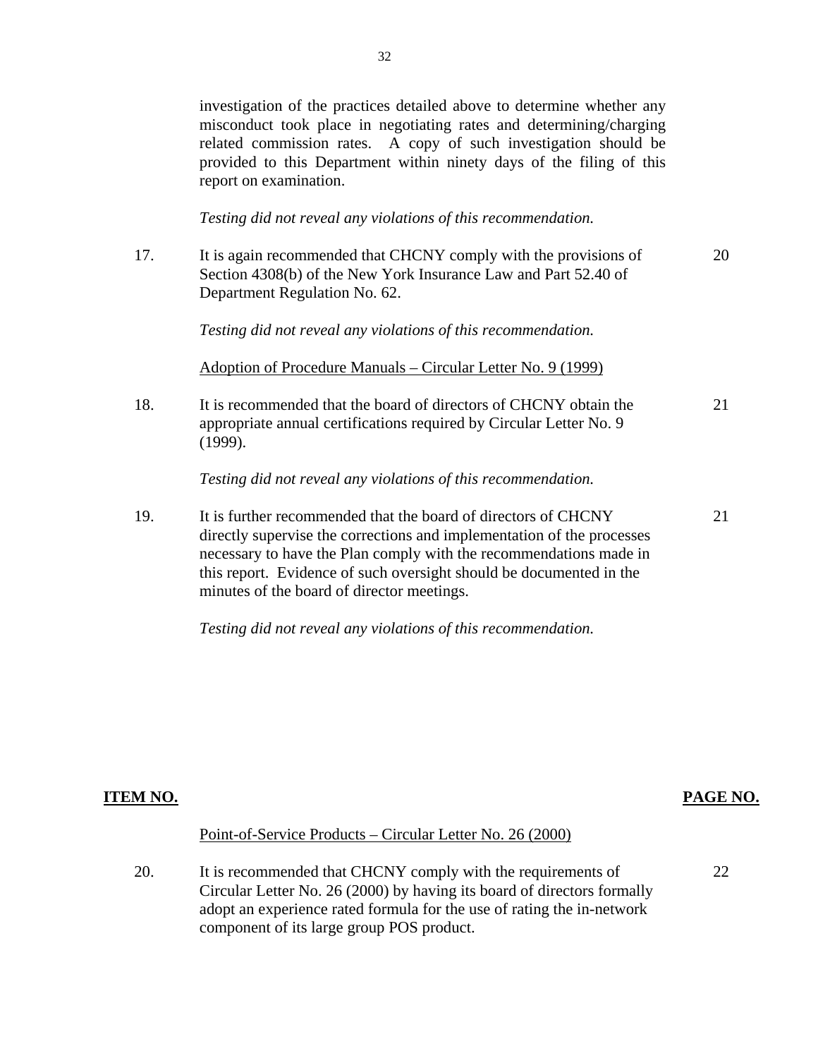investigation of the practices detailed above to determine whether any misconduct took place in negotiating rates and determining/charging related commission rates. A copy of such investigation should be provided to this Department within ninety days of the filing of this report on examination.

*Testing did not reveal any violations of this recommendation.*

| | | |
|---|---|---|
| 17. | It is again recommended that CHCNY comply with the provisions of Section 4308(b) of the New York Insurance Law and Part 52.40 of Department Regulation No. 62.<br><br>*Testing did not reveal any violations of this recommendation.* | 20 |
| | <u>Adoption of Procedure Manuals – Circular Letter No. 9 (1999)</u> | |
| 18. | It is recommended that the board of directors of CHCNY obtain the appropriate annual certifications required by Circular Letter No. 9 (1999).<br><br>*Testing did not reveal any violations of this recommendation.* | 21 |
| 19. | It is further recommended that the board of directors of CHCNY directly supervise the corrections and implementation of the processes necessary to have the Plan comply with the recommendations made in this report. Evidence of such oversight should be documented in the minutes of the board of director meetings.<br><br>*Testing did not reveal any violations of this recommendation.* | 21 |

| **ITEM NO.** | | **PAGE NO.** |
|---|---|---|
| | <u>Point-of-Service Products – Circular Letter No. 26 (2000)</u> | |
| 20. | It is recommended that CHCNY comply with the requirements of Circular Letter No. 26 (2000) by having its board of directors formally adopt an experience rated formula for the use of rating the in-network component of its large group POS product. | 22 |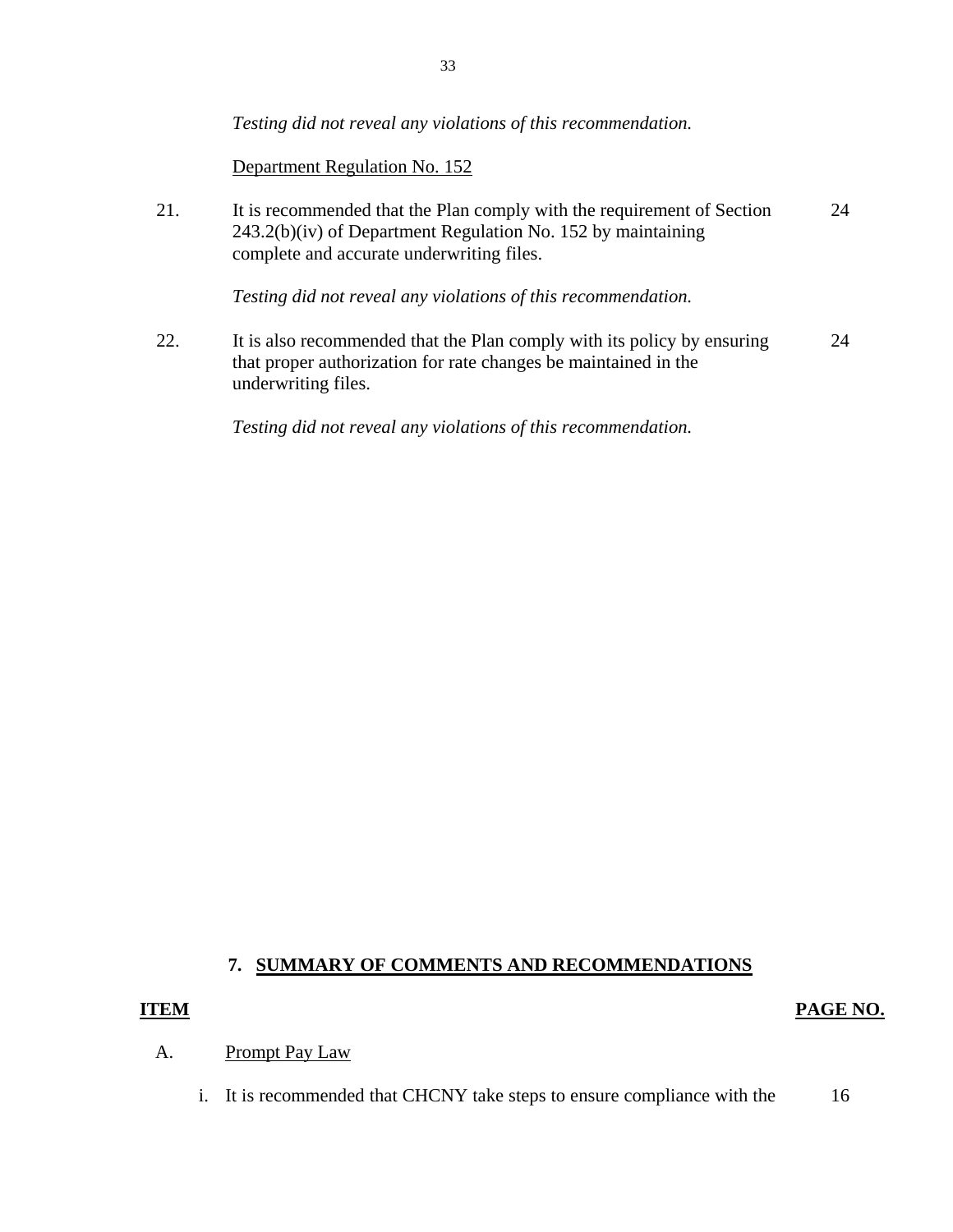*Testing did not reveal any violations of this recommendation.*

Department Regulation No. 152

21. It is recommended that the Plan comply with the requirement of Section 243.2(b)(iv) of Department Regulation No. 152 by maintaining complete and accurate underwriting files. — 24

    *Testing did not reveal any violations of this recommendation.*

22. It is also recommended that the Plan comply with its policy by ensuring that proper authorization for rate changes be maintained in the underwriting files. — 24

    *Testing did not reveal any violations of this recommendation.*

## 7. SUMMARY OF COMMENTS AND RECOMMENDATIONS

| **ITEM** | **PAGE NO.** |
|---|---|
| A. Prompt Pay Law | |
| i. It is recommended that CHCNY take steps to ensure compliance with the | 16 |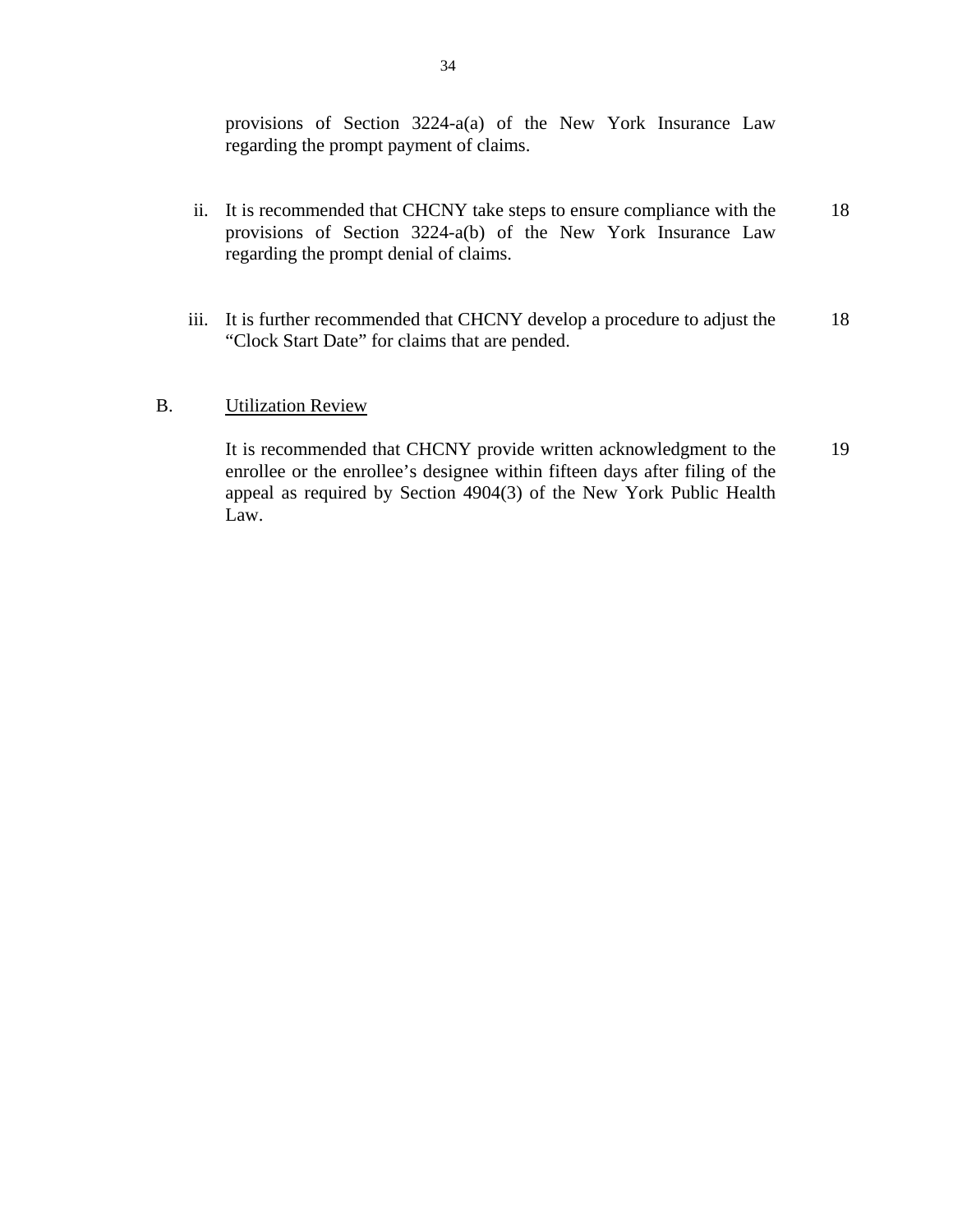provisions of Section 3224-a(a) of the New York Insurance Law regarding the prompt payment of claims.

| | | |
|---|---|---|
| ii. | It is recommended that CHCNY take steps to ensure compliance with the provisions of Section 3224-a(b) of the New York Insurance Law regarding the prompt denial of claims. | 18 |
| iii. | It is further recommended that CHCNY develop a procedure to adjust the "Clock Start Date" for claims that are pended. | 18 |

B. Utilization Review

| | |
|---|---|
| It is recommended that CHCNY provide written acknowledgment to the enrollee or the enrollee's designee within fifteen days after filing of the appeal as required by Section 4904(3) of the New York Public Health Law. | 19 |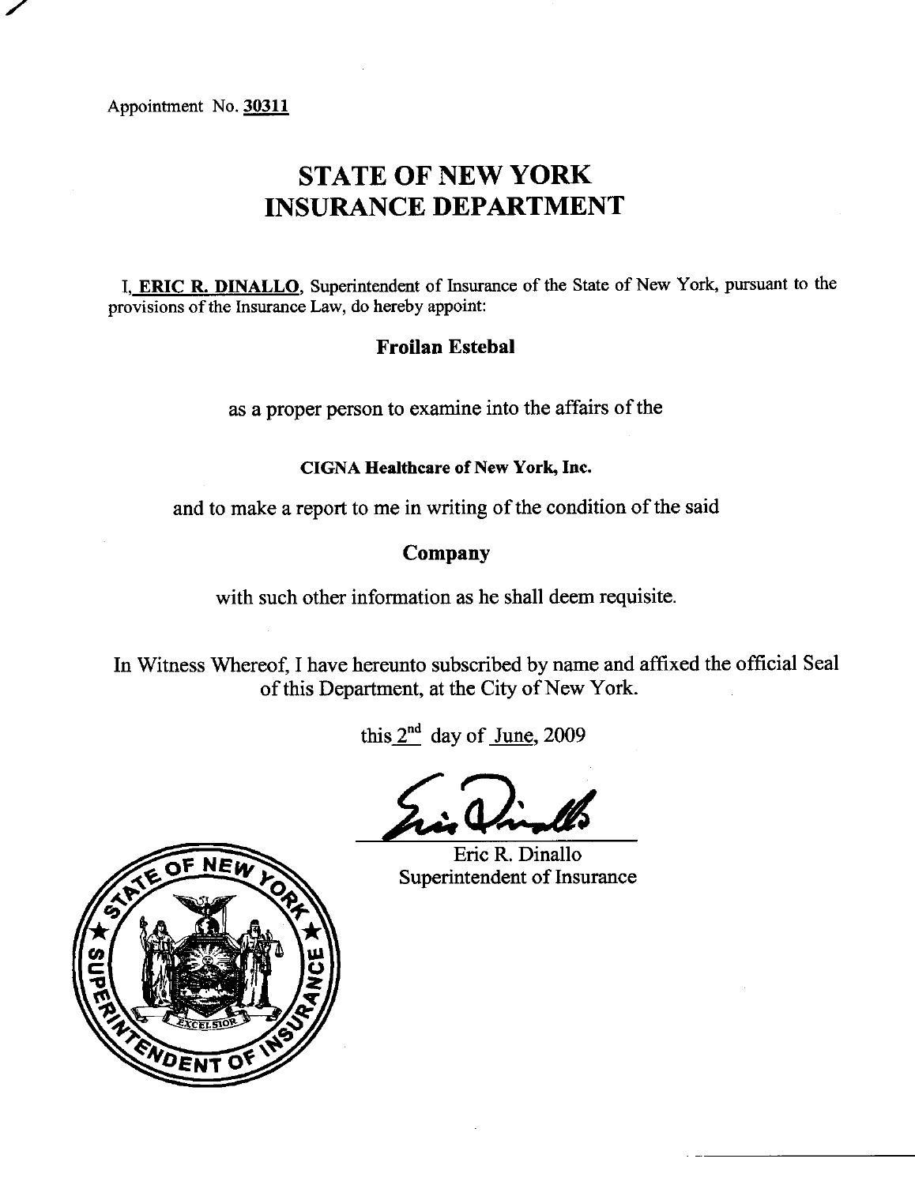Appointment No. 30311

# STATE OF NEW YORK
# INSURANCE DEPARTMENT

I, **ERIC R. DINALLO**, Superintendent of Insurance of the State of New York, pursuant to the provisions of the Insurance Law, do hereby appoint:

**Froilan Estebal**

as a proper person to examine into the affairs of the

**CIGNA Healthcare of New York, Inc.**

and to make a report to me in writing of the condition of the said

**Company**

with such other information as he shall deem requisite.

In Witness Whereof, I have hereunto subscribed by name and affixed the official Seal of this Department, at the City of New York.

this 2nd day of June, 2009

Eric R. Dinallo
Superintendent of Insurance